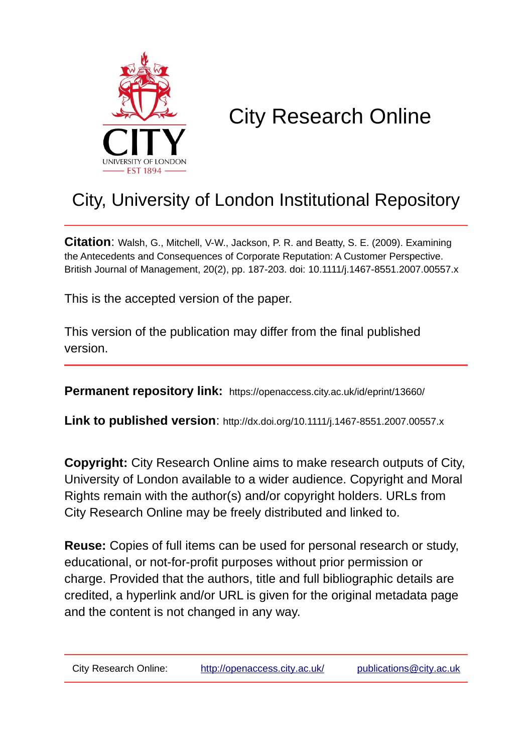# City Research Online

## City, University of London Institutional Repository

**Citation**: Walsh, G., Mitchell, V-W., Jackson, P. R. and Beatty, S. E. (2009). Examining the Antecedents and Consequences of Corporate Reputation: A Customer Perspective. British Journal of Management, 20(2), pp. 187-203. doi: 10.1111/j.1467-8551.2007.00557.x

This is the accepted version of the paper.

This version of the publication may differ from the final published version.

**Permanent repository link:** https://openaccess.city.ac.uk/id/eprint/13660/

**Link to published version**: http://dx.doi.org/10.1111/j.1467-8551.2007.00557.x

**Copyright:** City Research Online aims to make research outputs of City, University of London available to a wider audience. Copyright and Moral Rights remain with the author(s) and/or copyright holders. URLs from City Research Online may be freely distributed and linked to.

**Reuse:** Copies of full items can be used for personal research or study, educational, or not-for-profit purposes without prior permission or charge. Provided that the authors, title and full bibliographic details are credited, a hyperlink and/or URL is given for the original metadata page and the content is not changed in any way.

City Research Online: http://openaccess.city.ac.uk/ publications@city.ac.uk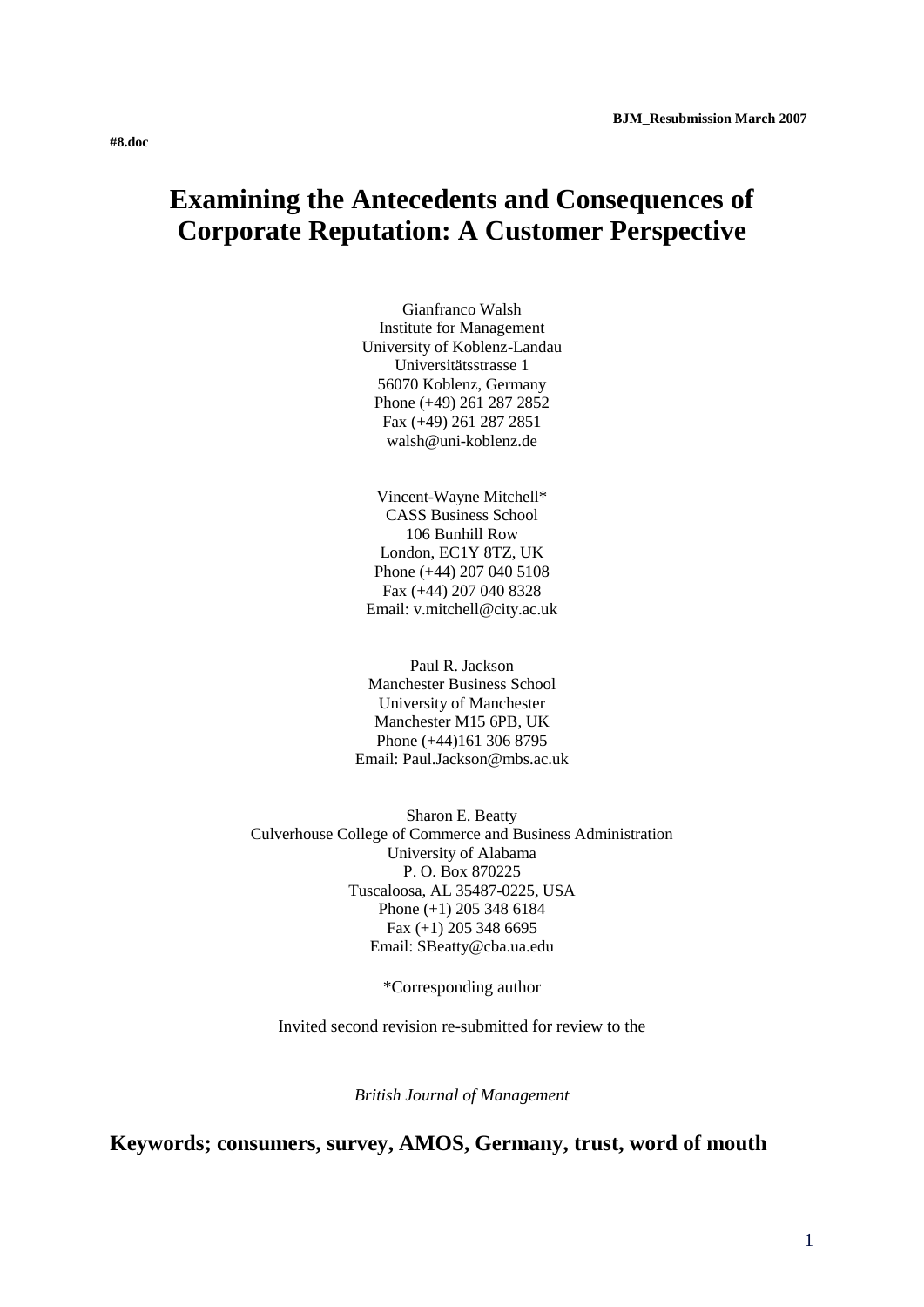BJM_Resubmission March 2007

#8.doc

# Examining the Antecedents and Consequences of Corporate Reputation: A Customer Perspective

Gianfranco Walsh
Institute for Management
University of Koblenz-Landau
Universitätsstrasse 1
56070 Koblenz, Germany
Phone (+49) 261 287 2852
Fax (+49) 261 287 2851
walsh@uni-koblenz.de

Vincent-Wayne Mitchell*
CASS Business School
106 Bunhill Row
London, EC1Y 8TZ, UK
Phone (+44) 207 040 5108
Fax (+44) 207 040 8328
Email: v.mitchell@city.ac.uk

Paul R. Jackson
Manchester Business School
University of Manchester
Manchester M15 6PB, UK
Phone (+44)161 306 8795
Email: Paul.Jackson@mbs.ac.uk

Sharon E. Beatty
Culverhouse College of Commerce and Business Administration
University of Alabama
P. O. Box 870225
Tuscaloosa, AL 35487-0225, USA
Phone (+1) 205 348 6184
Fax (+1) 205 348 6695
Email: SBeatty@cba.ua.edu

*Corresponding author

Invited second revision re-submitted for review to the

*British Journal of Management*

**Keywords; consumers, survey, AMOS, Germany, trust, word of mouth**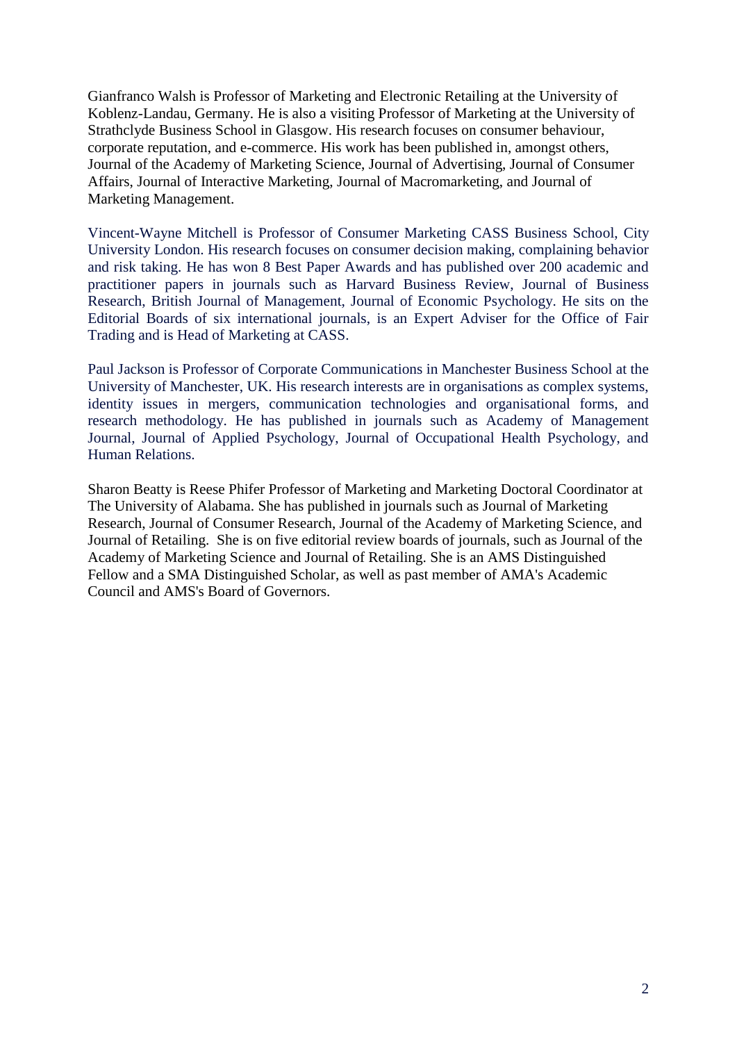Gianfranco Walsh is Professor of Marketing and Electronic Retailing at the University of Koblenz-Landau, Germany. He is also a visiting Professor of Marketing at the University of Strathclyde Business School in Glasgow. His research focuses on consumer behaviour, corporate reputation, and e-commerce. His work has been published in, amongst others, Journal of the Academy of Marketing Science, Journal of Advertising, Journal of Consumer Affairs, Journal of Interactive Marketing, Journal of Macromarketing, and Journal of Marketing Management.

Vincent-Wayne Mitchell is Professor of Consumer Marketing CASS Business School, City University London. His research focuses on consumer decision making, complaining behavior and risk taking. He has won 8 Best Paper Awards and has published over 200 academic and practitioner papers in journals such as Harvard Business Review, Journal of Business Research, British Journal of Management, Journal of Economic Psychology. He sits on the Editorial Boards of six international journals, is an Expert Adviser for the Office of Fair Trading and is Head of Marketing at CASS.

Paul Jackson is Professor of Corporate Communications in Manchester Business School at the University of Manchester, UK. His research interests are in organisations as complex systems, identity issues in mergers, communication technologies and organisational forms, and research methodology. He has published in journals such as Academy of Management Journal, Journal of Applied Psychology, Journal of Occupational Health Psychology, and Human Relations.

Sharon Beatty is Reese Phifer Professor of Marketing and Marketing Doctoral Coordinator at The University of Alabama. She has published in journals such as Journal of Marketing Research, Journal of Consumer Research, Journal of the Academy of Marketing Science, and Journal of Retailing. She is on five editorial review boards of journals, such as Journal of the Academy of Marketing Science and Journal of Retailing. She is an AMS Distinguished Fellow and a SMA Distinguished Scholar, as well as past member of AMA's Academic Council and AMS's Board of Governors.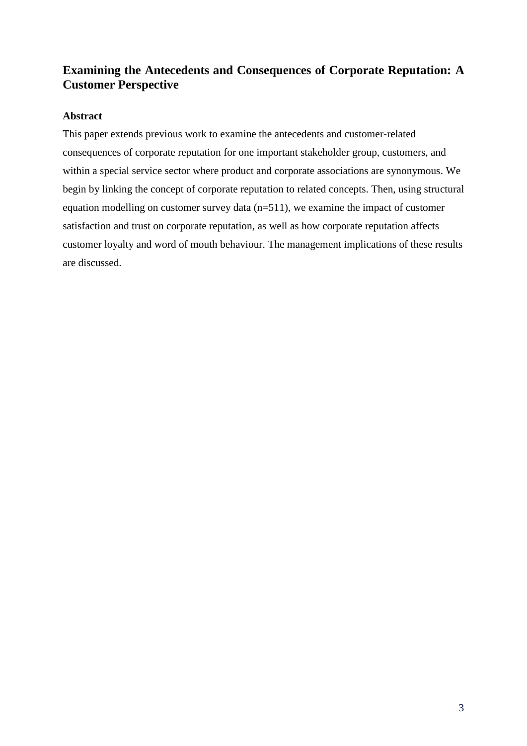# Examining the Antecedents and Consequences of Corporate Reputation: A Customer Perspective

## Abstract

This paper extends previous work to examine the antecedents and customer-related consequences of corporate reputation for one important stakeholder group, customers, and within a special service sector where product and corporate associations are synonymous. We begin by linking the concept of corporate reputation to related concepts. Then, using structural equation modelling on customer survey data (n=511), we examine the impact of customer satisfaction and trust on corporate reputation, as well as how corporate reputation affects customer loyalty and word of mouth behaviour. The management implications of these results are discussed.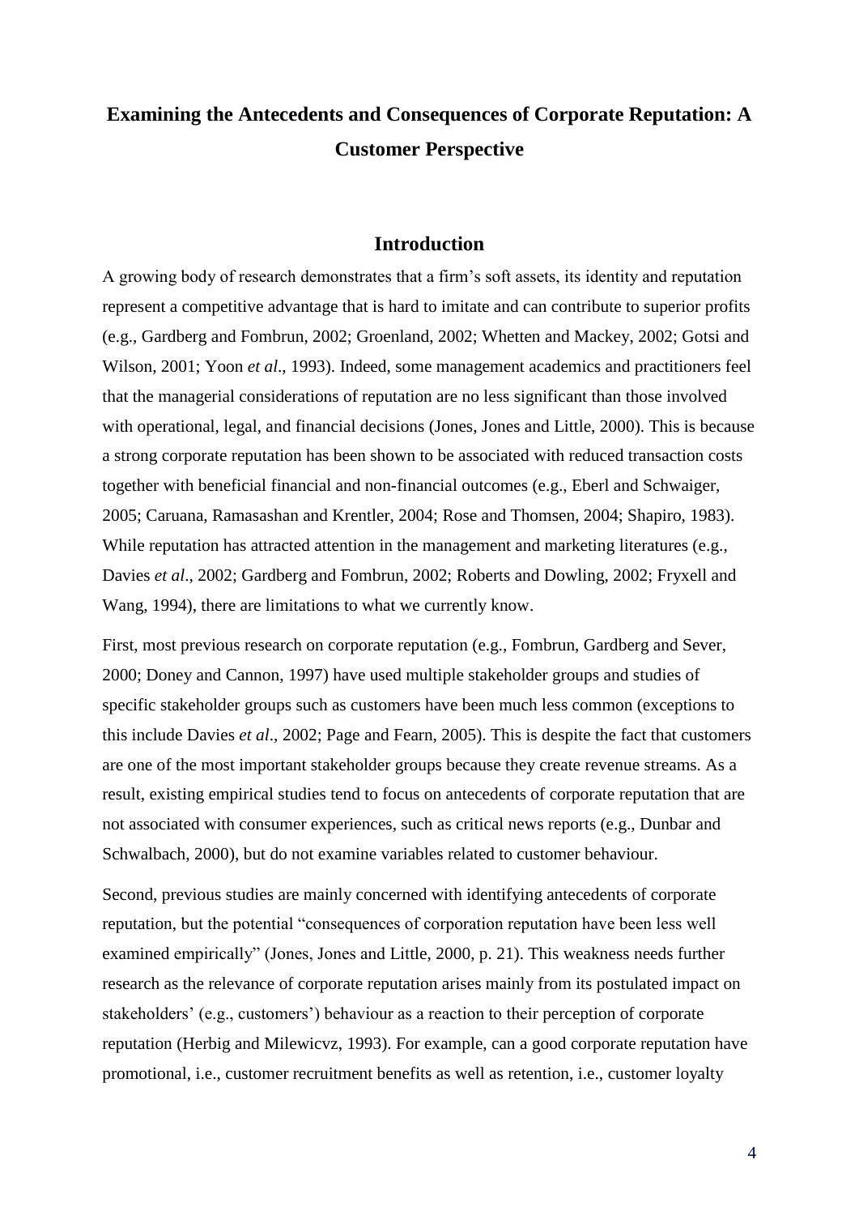# Examining the Antecedents and Consequences of Corporate Reputation: A Customer Perspective

## Introduction

A growing body of research demonstrates that a firm's soft assets, its identity and reputation represent a competitive advantage that is hard to imitate and can contribute to superior profits (e.g., Gardberg and Fombrun, 2002; Groenland, 2002; Whetten and Mackey, 2002; Gotsi and Wilson, 2001; Yoon *et al*., 1993). Indeed, some management academics and practitioners feel that the managerial considerations of reputation are no less significant than those involved with operational, legal, and financial decisions (Jones, Jones and Little, 2000). This is because a strong corporate reputation has been shown to be associated with reduced transaction costs together with beneficial financial and non-financial outcomes (e.g., Eberl and Schwaiger, 2005; Caruana, Ramasashan and Krentler, 2004; Rose and Thomsen, 2004; Shapiro, 1983). While reputation has attracted attention in the management and marketing literatures (e.g., Davies *et al*., 2002; Gardberg and Fombrun, 2002; Roberts and Dowling, 2002; Fryxell and Wang, 1994), there are limitations to what we currently know.

First, most previous research on corporate reputation (e.g., Fombrun, Gardberg and Sever, 2000; Doney and Cannon, 1997) have used multiple stakeholder groups and studies of specific stakeholder groups such as customers have been much less common (exceptions to this include Davies *et al*., 2002; Page and Fearn, 2005). This is despite the fact that customers are one of the most important stakeholder groups because they create revenue streams. As a result, existing empirical studies tend to focus on antecedents of corporate reputation that are not associated with consumer experiences, such as critical news reports (e.g., Dunbar and Schwalbach, 2000), but do not examine variables related to customer behaviour.

Second, previous studies are mainly concerned with identifying antecedents of corporate reputation, but the potential "consequences of corporation reputation have been less well examined empirically" (Jones, Jones and Little, 2000, p. 21). This weakness needs further research as the relevance of corporate reputation arises mainly from its postulated impact on stakeholders' (e.g., customers') behaviour as a reaction to their perception of corporate reputation (Herbig and Milewicvz, 1993). For example, can a good corporate reputation have promotional, i.e., customer recruitment benefits as well as retention, i.e., customer loyalty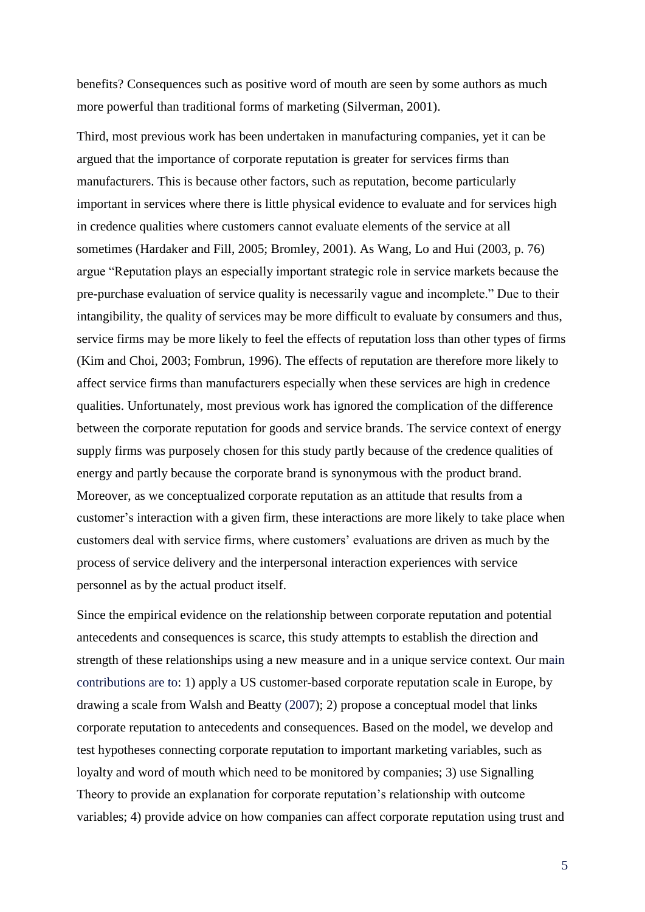benefits? Consequences such as positive word of mouth are seen by some authors as much more powerful than traditional forms of marketing (Silverman, 2001).

Third, most previous work has been undertaken in manufacturing companies, yet it can be argued that the importance of corporate reputation is greater for services firms than manufacturers. This is because other factors, such as reputation, become particularly important in services where there is little physical evidence to evaluate and for services high in credence qualities where customers cannot evaluate elements of the service at all sometimes (Hardaker and Fill, 2005; Bromley, 2001). As Wang, Lo and Hui (2003, p. 76) argue "Reputation plays an especially important strategic role in service markets because the pre-purchase evaluation of service quality is necessarily vague and incomplete." Due to their intangibility, the quality of services may be more difficult to evaluate by consumers and thus, service firms may be more likely to feel the effects of reputation loss than other types of firms (Kim and Choi, 2003; Fombrun, 1996). The effects of reputation are therefore more likely to affect service firms than manufacturers especially when these services are high in credence qualities. Unfortunately, most previous work has ignored the complication of the difference between the corporate reputation for goods and service brands. The service context of energy supply firms was purposely chosen for this study partly because of the credence qualities of energy and partly because the corporate brand is synonymous with the product brand. Moreover, as we conceptualized corporate reputation as an attitude that results from a customer's interaction with a given firm, these interactions are more likely to take place when customers deal with service firms, where customers' evaluations are driven as much by the process of service delivery and the interpersonal interaction experiences with service personnel as by the actual product itself.

Since the empirical evidence on the relationship between corporate reputation and potential antecedents and consequences is scarce, this study attempts to establish the direction and strength of these relationships using a new measure and in a unique service context. Our main contributions are to: 1) apply a US customer-based corporate reputation scale in Europe, by drawing a scale from Walsh and Beatty (2007); 2) propose a conceptual model that links corporate reputation to antecedents and consequences. Based on the model, we develop and test hypotheses connecting corporate reputation to important marketing variables, such as loyalty and word of mouth which need to be monitored by companies; 3) use Signalling Theory to provide an explanation for corporate reputation's relationship with outcome variables; 4) provide advice on how companies can affect corporate reputation using trust and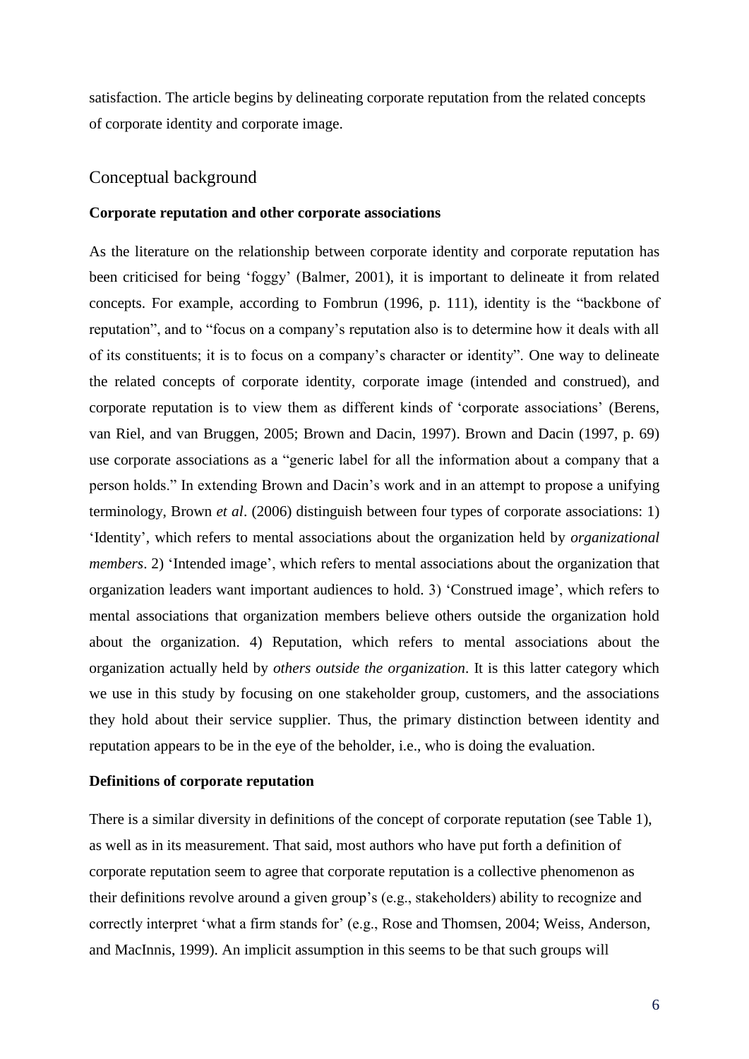satisfaction. The article begins by delineating corporate reputation from the related concepts of corporate identity and corporate image.

## Conceptual background

### Corporate reputation and other corporate associations

As the literature on the relationship between corporate identity and corporate reputation has been criticised for being 'foggy' (Balmer, 2001), it is important to delineate it from related concepts. For example, according to Fombrun (1996, p. 111), identity is the "backbone of reputation", and to "focus on a company's reputation also is to determine how it deals with all of its constituents; it is to focus on a company's character or identity". One way to delineate the related concepts of corporate identity, corporate image (intended and construed), and corporate reputation is to view them as different kinds of 'corporate associations' (Berens, van Riel, and van Bruggen, 2005; Brown and Dacin, 1997). Brown and Dacin (1997, p. 69) use corporate associations as a "generic label for all the information about a company that a person holds." In extending Brown and Dacin's work and in an attempt to propose a unifying terminology, Brown *et al*. (2006) distinguish between four types of corporate associations: 1) 'Identity', which refers to mental associations about the organization held by *organizational members*. 2) 'Intended image', which refers to mental associations about the organization that organization leaders want important audiences to hold. 3) 'Construed image', which refers to mental associations that organization members believe others outside the organization hold about the organization. 4) Reputation, which refers to mental associations about the organization actually held by *others outside the organization*. It is this latter category which we use in this study by focusing on one stakeholder group, customers, and the associations they hold about their service supplier. Thus, the primary distinction between identity and reputation appears to be in the eye of the beholder, i.e., who is doing the evaluation.

### Definitions of corporate reputation

There is a similar diversity in definitions of the concept of corporate reputation (see Table 1), as well as in its measurement. That said, most authors who have put forth a definition of corporate reputation seem to agree that corporate reputation is a collective phenomenon as their definitions revolve around a given group's (e.g., stakeholders) ability to recognize and correctly interpret 'what a firm stands for' (e.g., Rose and Thomsen, 2004; Weiss, Anderson, and MacInnis, 1999). An implicit assumption in this seems to be that such groups will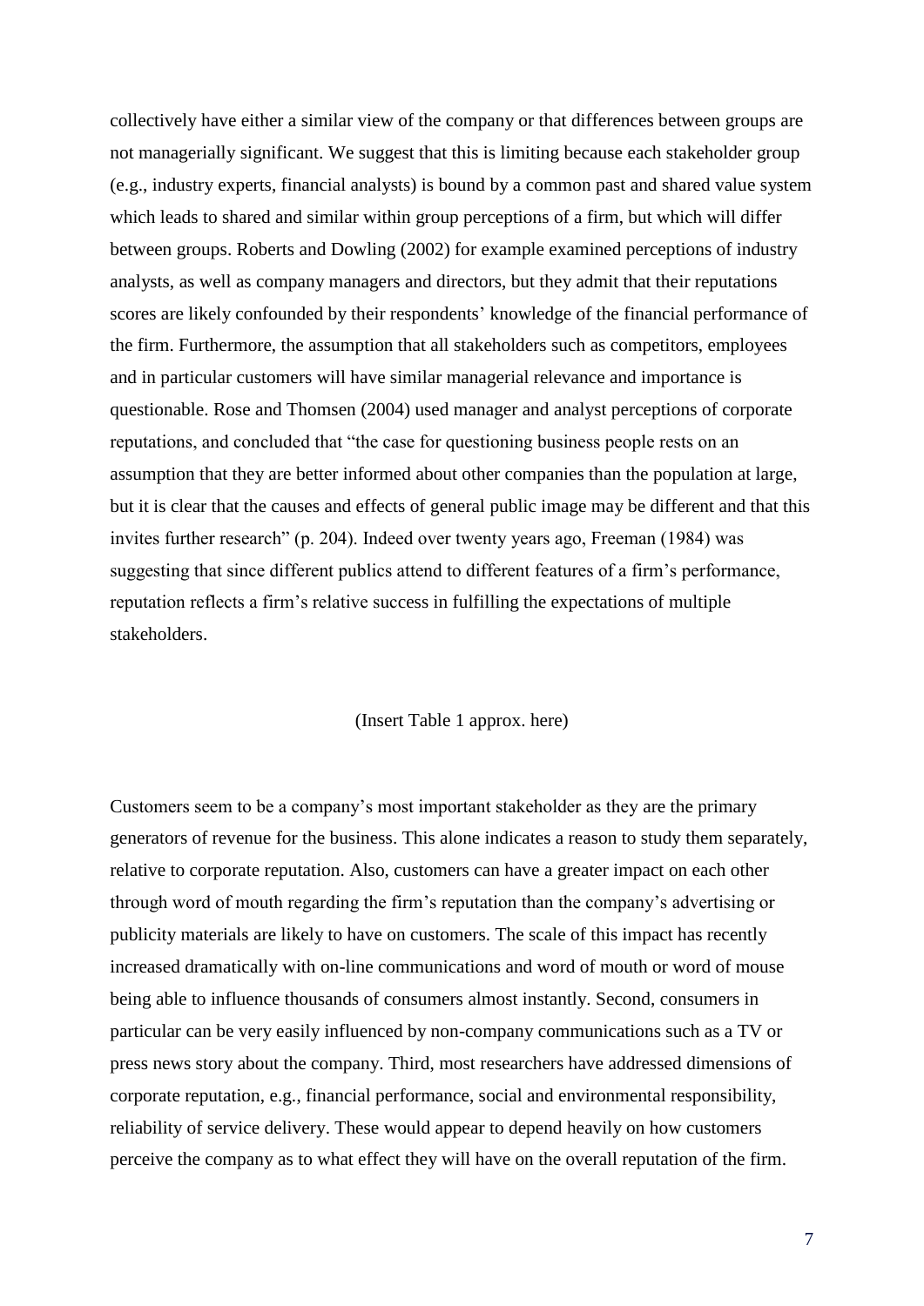collectively have either a similar view of the company or that differences between groups are not managerially significant. We suggest that this is limiting because each stakeholder group (e.g., industry experts, financial analysts) is bound by a common past and shared value system which leads to shared and similar within group perceptions of a firm, but which will differ between groups. Roberts and Dowling (2002) for example examined perceptions of industry analysts, as well as company managers and directors, but they admit that their reputations scores are likely confounded by their respondents' knowledge of the financial performance of the firm. Furthermore, the assumption that all stakeholders such as competitors, employees and in particular customers will have similar managerial relevance and importance is questionable. Rose and Thomsen (2004) used manager and analyst perceptions of corporate reputations, and concluded that "the case for questioning business people rests on an assumption that they are better informed about other companies than the population at large, but it is clear that the causes and effects of general public image may be different and that this invites further research" (p. 204). Indeed over twenty years ago, Freeman (1984) was suggesting that since different publics attend to different features of a firm's performance, reputation reflects a firm's relative success in fulfilling the expectations of multiple stakeholders.

(Insert Table 1 approx. here)

Customers seem to be a company's most important stakeholder as they are the primary generators of revenue for the business. This alone indicates a reason to study them separately, relative to corporate reputation. Also, customers can have a greater impact on each other through word of mouth regarding the firm's reputation than the company's advertising or publicity materials are likely to have on customers. The scale of this impact has recently increased dramatically with on-line communications and word of mouth or word of mouse being able to influence thousands of consumers almost instantly. Second, consumers in particular can be very easily influenced by non-company communications such as a TV or press news story about the company. Third, most researchers have addressed dimensions of corporate reputation, e.g., financial performance, social and environmental responsibility, reliability of service delivery. These would appear to depend heavily on how customers perceive the company as to what effect they will have on the overall reputation of the firm.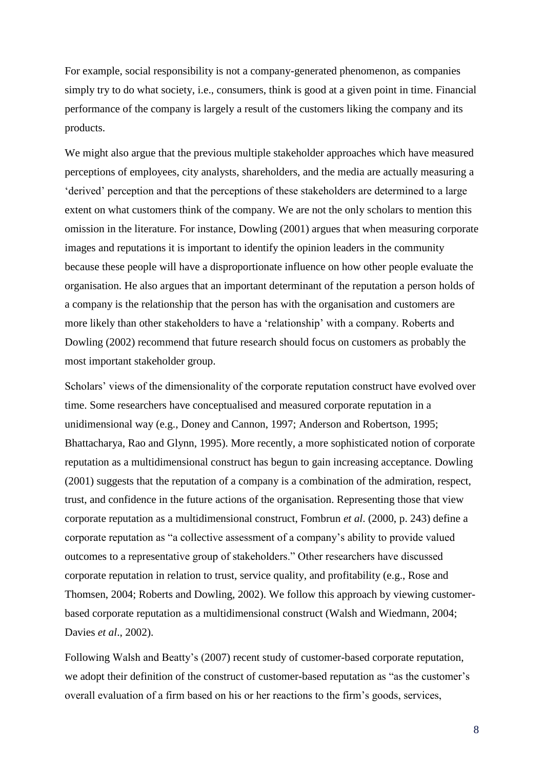For example, social responsibility is not a company-generated phenomenon, as companies simply try to do what society, i.e., consumers, think is good at a given point in time. Financial performance of the company is largely a result of the customers liking the company and its products.

We might also argue that the previous multiple stakeholder approaches which have measured perceptions of employees, city analysts, shareholders, and the media are actually measuring a 'derived' perception and that the perceptions of these stakeholders are determined to a large extent on what customers think of the company. We are not the only scholars to mention this omission in the literature. For instance, Dowling (2001) argues that when measuring corporate images and reputations it is important to identify the opinion leaders in the community because these people will have a disproportionate influence on how other people evaluate the organisation. He also argues that an important determinant of the reputation a person holds of a company is the relationship that the person has with the organisation and customers are more likely than other stakeholders to have a 'relationship' with a company. Roberts and Dowling (2002) recommend that future research should focus on customers as probably the most important stakeholder group.

Scholars' views of the dimensionality of the corporate reputation construct have evolved over time. Some researchers have conceptualised and measured corporate reputation in a unidimensional way (e.g., Doney and Cannon, 1997; Anderson and Robertson, 1995; Bhattacharya, Rao and Glynn, 1995). More recently, a more sophisticated notion of corporate reputation as a multidimensional construct has begun to gain increasing acceptance. Dowling (2001) suggests that the reputation of a company is a combination of the admiration, respect, trust, and confidence in the future actions of the organisation. Representing those that view corporate reputation as a multidimensional construct, Fombrun *et al*. (2000, p. 243) define a corporate reputation as "a collective assessment of a company's ability to provide valued outcomes to a representative group of stakeholders." Other researchers have discussed corporate reputation in relation to trust, service quality, and profitability (e.g., Rose and Thomsen, 2004; Roberts and Dowling, 2002). We follow this approach by viewing customer-based corporate reputation as a multidimensional construct (Walsh and Wiedmann, 2004; Davies *et al*., 2002).

Following Walsh and Beatty's (2007) recent study of customer-based corporate reputation, we adopt their definition of the construct of customer-based reputation as "as the customer's overall evaluation of a firm based on his or her reactions to the firm's goods, services,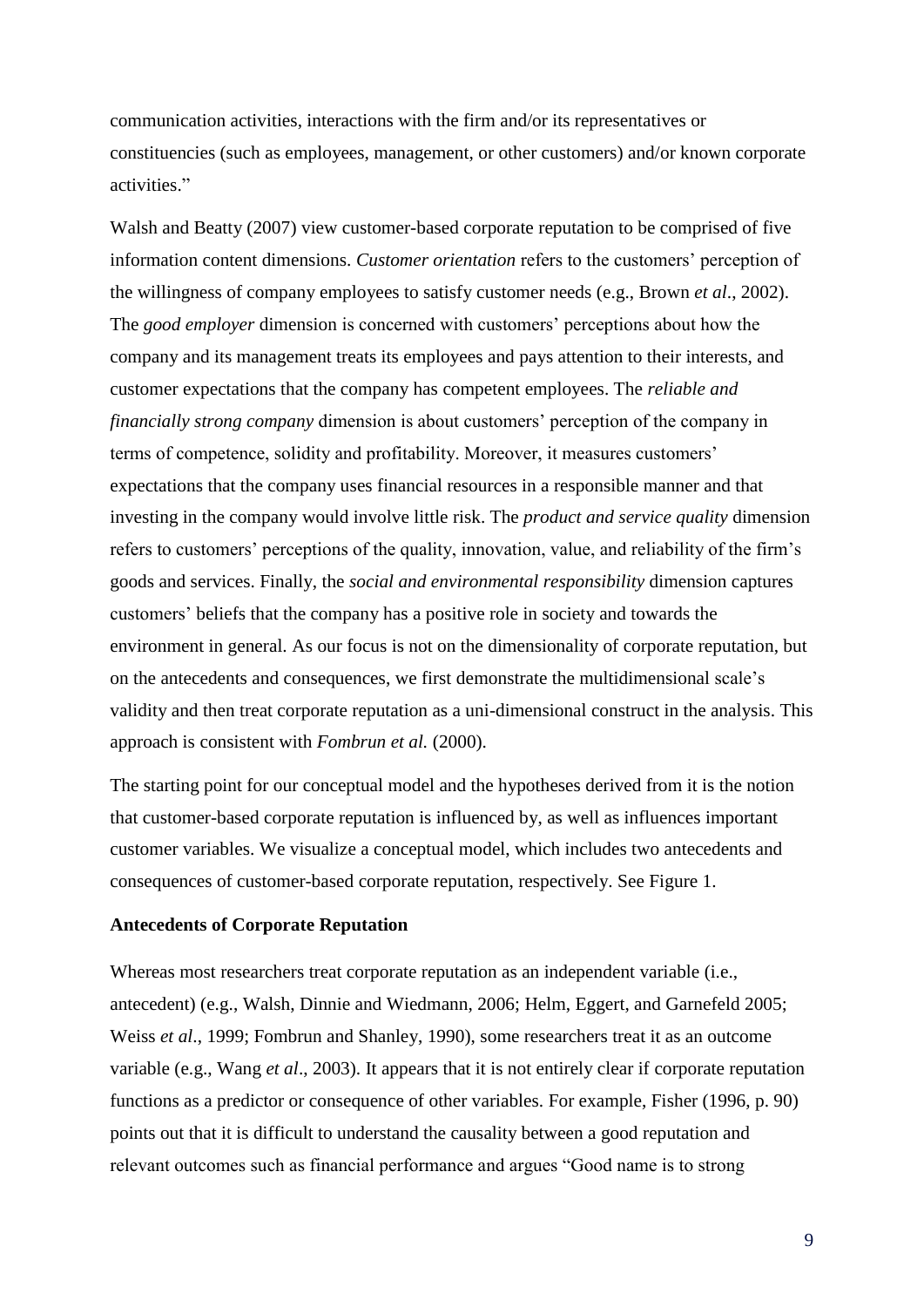communication activities, interactions with the firm and/or its representatives or constituencies (such as employees, management, or other customers) and/or known corporate activities."

Walsh and Beatty (2007) view customer-based corporate reputation to be comprised of five information content dimensions. *Customer orientation* refers to the customers' perception of the willingness of company employees to satisfy customer needs (e.g., Brown *et al*., 2002). The *good employer* dimension is concerned with customers' perceptions about how the company and its management treats its employees and pays attention to their interests, and customer expectations that the company has competent employees. The *reliable and financially strong company* dimension is about customers' perception of the company in terms of competence, solidity and profitability. Moreover, it measures customers' expectations that the company uses financial resources in a responsible manner and that investing in the company would involve little risk. The *product and service quality* dimension refers to customers' perceptions of the quality, innovation, value, and reliability of the firm's goods and services. Finally, the *social and environmental responsibility* dimension captures customers' beliefs that the company has a positive role in society and towards the environment in general. As our focus is not on the dimensionality of corporate reputation, but on the antecedents and consequences, we first demonstrate the multidimensional scale's validity and then treat corporate reputation as a uni-dimensional construct in the analysis. This approach is consistent with *Fombrun et al.* (2000).

The starting point for our conceptual model and the hypotheses derived from it is the notion that customer-based corporate reputation is influenced by, as well as influences important customer variables. We visualize a conceptual model, which includes two antecedents and consequences of customer-based corporate reputation, respectively. See Figure 1.

**Antecedents of Corporate Reputation**

Whereas most researchers treat corporate reputation as an independent variable (i.e., antecedent) (e.g., Walsh, Dinnie and Wiedmann, 2006; Helm, Eggert, and Garnefeld 2005; Weiss *et al*., 1999; Fombrun and Shanley, 1990), some researchers treat it as an outcome variable (e.g., Wang *et al*., 2003). It appears that it is not entirely clear if corporate reputation functions as a predictor or consequence of other variables. For example, Fisher (1996, p. 90) points out that it is difficult to understand the causality between a good reputation and relevant outcomes such as financial performance and argues "Good name is to strong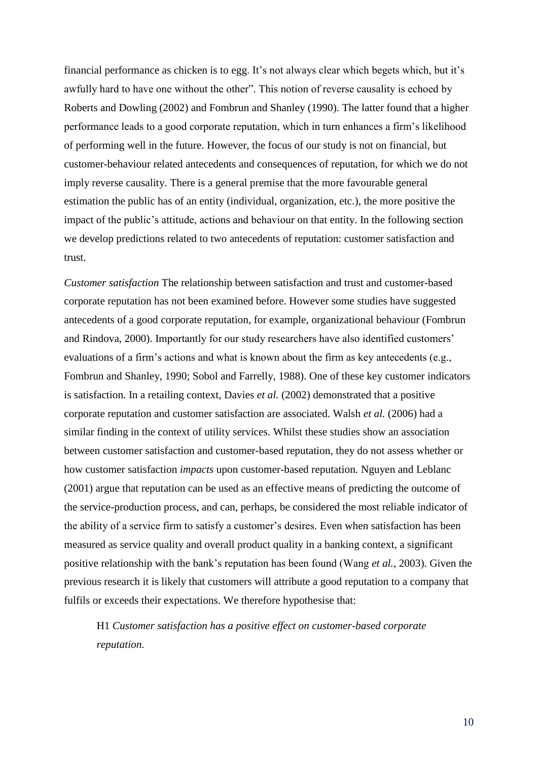financial performance as chicken is to egg. It's not always clear which begets which, but it's awfully hard to have one without the other". This notion of reverse causality is echoed by Roberts and Dowling (2002) and Fombrun and Shanley (1990). The latter found that a higher performance leads to a good corporate reputation, which in turn enhances a firm's likelihood of performing well in the future. However, the focus of our study is not on financial, but customer-behaviour related antecedents and consequences of reputation, for which we do not imply reverse causality. There is a general premise that the more favourable general estimation the public has of an entity (individual, organization, etc.), the more positive the impact of the public's attitude, actions and behaviour on that entity. In the following section we develop predictions related to two antecedents of reputation: customer satisfaction and trust.

*Customer satisfaction* The relationship between satisfaction and trust and customer-based corporate reputation has not been examined before. However some studies have suggested antecedents of a good corporate reputation, for example, organizational behaviour (Fombrun and Rindova, 2000). Importantly for our study researchers have also identified customers' evaluations of a firm's actions and what is known about the firm as key antecedents (e.g., Fombrun and Shanley, 1990; Sobol and Farrelly, 1988). One of these key customer indicators is satisfaction. In a retailing context, Davies *et al.* (2002) demonstrated that a positive corporate reputation and customer satisfaction are associated. Walsh *et al.* (2006) had a similar finding in the context of utility services. Whilst these studies show an association between customer satisfaction and customer-based reputation, they do not assess whether or how customer satisfaction *impacts* upon customer-based reputation. Nguyen and Leblanc (2001) argue that reputation can be used as an effective means of predicting the outcome of the service-production process, and can, perhaps, be considered the most reliable indicator of the ability of a service firm to satisfy a customer's desires. Even when satisfaction has been measured as service quality and overall product quality in a banking context, a significant positive relationship with the bank's reputation has been found (Wang *et al.*, 2003). Given the previous research it is likely that customers will attribute a good reputation to a company that fulfils or exceeds their expectations. We therefore hypothesise that:

> H1 *Customer satisfaction has a positive effect on customer-based corporate reputation.*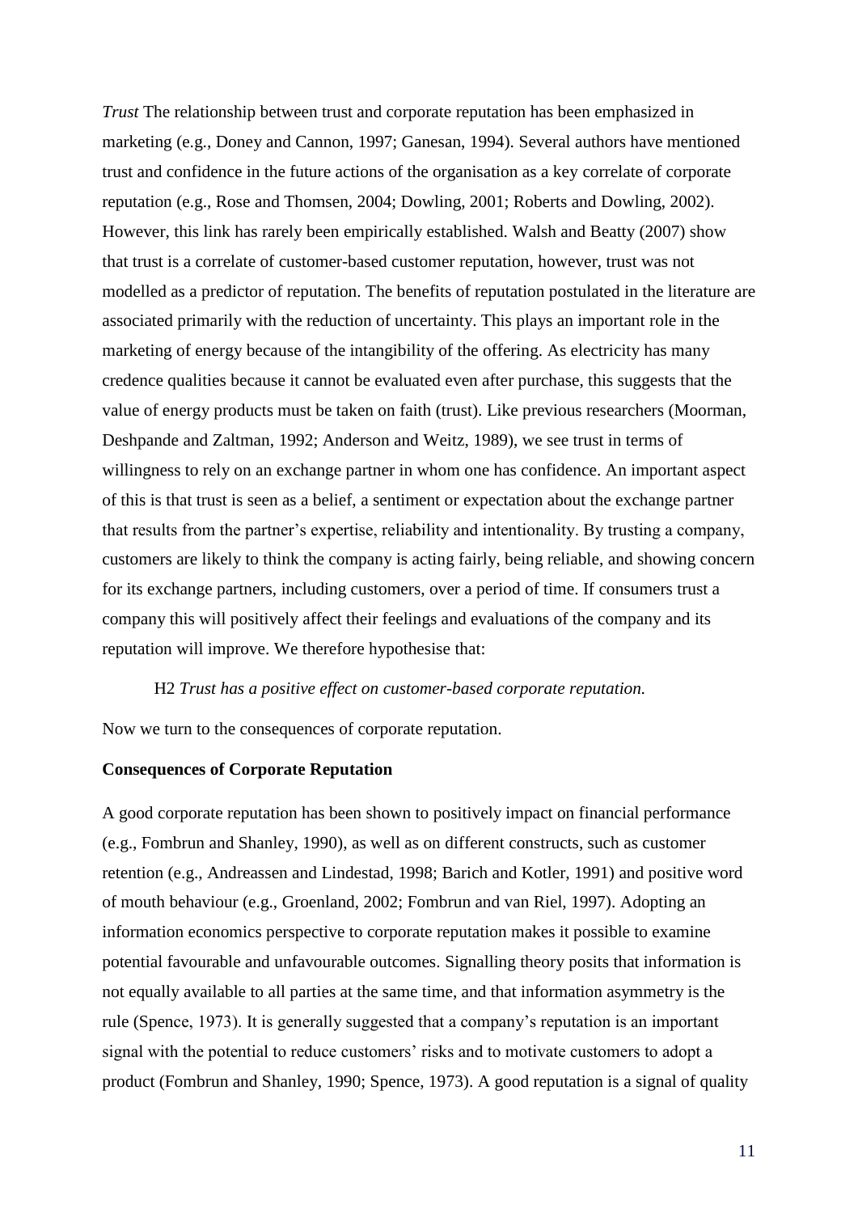*Trust* The relationship between trust and corporate reputation has been emphasized in marketing (e.g., Doney and Cannon, 1997; Ganesan, 1994). Several authors have mentioned trust and confidence in the future actions of the organisation as a key correlate of corporate reputation (e.g., Rose and Thomsen, 2004; Dowling, 2001; Roberts and Dowling, 2002). However, this link has rarely been empirically established. Walsh and Beatty (2007) show that trust is a correlate of customer-based customer reputation, however, trust was not modelled as a predictor of reputation. The benefits of reputation postulated in the literature are associated primarily with the reduction of uncertainty. This plays an important role in the marketing of energy because of the intangibility of the offering. As electricity has many credence qualities because it cannot be evaluated even after purchase, this suggests that the value of energy products must be taken on faith (trust). Like previous researchers (Moorman, Deshpande and Zaltman, 1992; Anderson and Weitz, 1989), we see trust in terms of willingness to rely on an exchange partner in whom one has confidence. An important aspect of this is that trust is seen as a belief, a sentiment or expectation about the exchange partner that results from the partner's expertise, reliability and intentionality. By trusting a company, customers are likely to think the company is acting fairly, being reliable, and showing concern for its exchange partners, including customers, over a period of time. If consumers trust a company this will positively affect their feelings and evaluations of the company and its reputation will improve. We therefore hypothesise that:

H2 *Trust has a positive effect on customer-based corporate reputation.*

Now we turn to the consequences of corporate reputation.

**Consequences of Corporate Reputation**

A good corporate reputation has been shown to positively impact on financial performance (e.g., Fombrun and Shanley, 1990), as well as on different constructs, such as customer retention (e.g., Andreassen and Lindestad, 1998; Barich and Kotler, 1991) and positive word of mouth behaviour (e.g., Groenland, 2002; Fombrun and van Riel, 1997). Adopting an information economics perspective to corporate reputation makes it possible to examine potential favourable and unfavourable outcomes. Signalling theory posits that information is not equally available to all parties at the same time, and that information asymmetry is the rule (Spence, 1973). It is generally suggested that a company's reputation is an important signal with the potential to reduce customers' risks and to motivate customers to adopt a product (Fombrun and Shanley, 1990; Spence, 1973). A good reputation is a signal of quality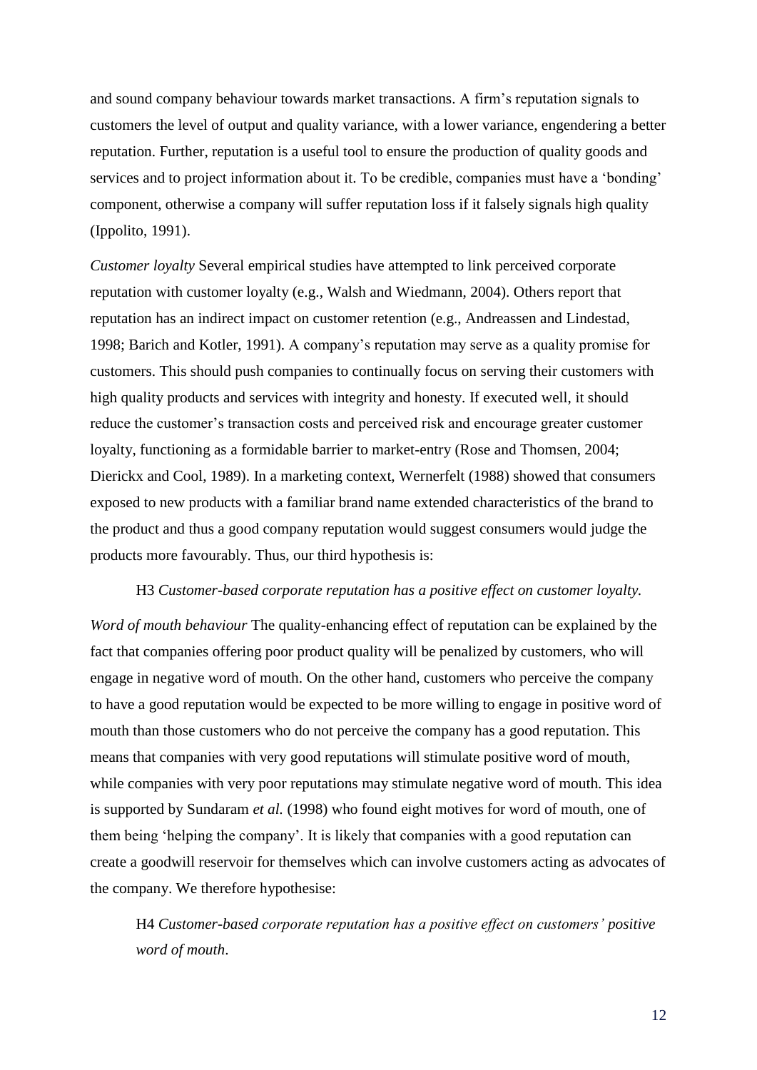and sound company behaviour towards market transactions. A firm's reputation signals to customers the level of output and quality variance, with a lower variance, engendering a better reputation. Further, reputation is a useful tool to ensure the production of quality goods and services and to project information about it. To be credible, companies must have a 'bonding' component, otherwise a company will suffer reputation loss if it falsely signals high quality (Ippolito, 1991).

*Customer loyalty* Several empirical studies have attempted to link perceived corporate reputation with customer loyalty (e.g., Walsh and Wiedmann, 2004). Others report that reputation has an indirect impact on customer retention (e.g., Andreassen and Lindestad, 1998; Barich and Kotler, 1991). A company's reputation may serve as a quality promise for customers. This should push companies to continually focus on serving their customers with high quality products and services with integrity and honesty. If executed well, it should reduce the customer's transaction costs and perceived risk and encourage greater customer loyalty, functioning as a formidable barrier to market-entry (Rose and Thomsen, 2004; Dierickx and Cool, 1989). In a marketing context, Wernerfelt (1988) showed that consumers exposed to new products with a familiar brand name extended characteristics of the brand to the product and thus a good company reputation would suggest consumers would judge the products more favourably. Thus, our third hypothesis is:

H3 *Customer-based corporate reputation has a positive effect on customer loyalty.*

*Word of mouth behaviour* The quality-enhancing effect of reputation can be explained by the fact that companies offering poor product quality will be penalized by customers, who will engage in negative word of mouth. On the other hand, customers who perceive the company to have a good reputation would be expected to be more willing to engage in positive word of mouth than those customers who do not perceive the company has a good reputation. This means that companies with very good reputations will stimulate positive word of mouth, while companies with very poor reputations may stimulate negative word of mouth. This idea is supported by Sundaram *et al.* (1998) who found eight motives for word of mouth, one of them being 'helping the company'. It is likely that companies with a good reputation can create a goodwill reservoir for themselves which can involve customers acting as advocates of the company. We therefore hypothesise:

H4 *Customer-based corporate reputation has a positive effect on customers' positive word of mouth*.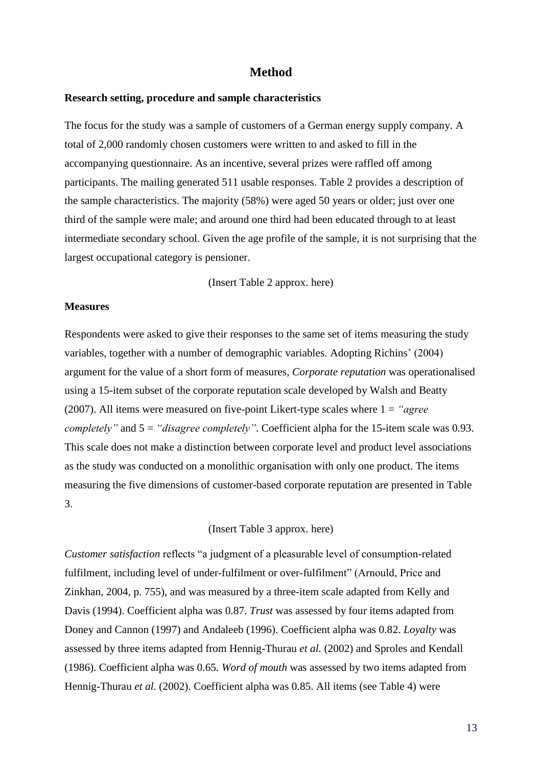# Method

### Research setting, procedure and sample characteristics

The focus for the study was a sample of customers of a German energy supply company. A total of 2,000 randomly chosen customers were written to and asked to fill in the accompanying questionnaire. As an incentive, several prizes were raffled off among participants. The mailing generated 511 usable responses. Table 2 provides a description of the sample characteristics. The majority (58%) were aged 50 years or older; just over one third of the sample were male; and around one third had been educated through to at least intermediate secondary school. Given the age profile of the sample, it is not surprising that the largest occupational category is pensioner.

(Insert Table 2 approx. here)

### Measures

Respondents were asked to give their responses to the same set of items measuring the study variables, together with a number of demographic variables. Adopting Richins' (2004) argument for the value of a short form of measures, *Corporate reputation* was operationalised using a 15-item subset of the corporate reputation scale developed by Walsh and Beatty (2007). All items were measured on five-point Likert-type scales where 1 = *"agree completely"* and 5 = *"disagree completely"*. Coefficient alpha for the 15-item scale was 0.93. This scale does not make a distinction between corporate level and product level associations as the study was conducted on a monolithic organisation with only one product. The items measuring the five dimensions of customer-based corporate reputation are presented in Table 3.

(Insert Table 3 approx. here)

*Customer satisfaction* reflects "a judgment of a pleasurable level of consumption-related fulfilment, including level of under-fulfilment or over-fulfilment" (Arnould, Price and Zinkhan, 2004, p. 755), and was measured by a three-item scale adapted from Kelly and Davis (1994). Coefficient alpha was 0.87. *Trust* was assessed by four items adapted from Doney and Cannon (1997) and Andaleeb (1996). Coefficient alpha was 0.82. *Loyalty* was assessed by three items adapted from Hennig-Thurau *et al.* (2002) and Sproles and Kendall (1986). Coefficient alpha was 0.65. *Word of mouth* was assessed by two items adapted from Hennig-Thurau *et al.* (2002). Coefficient alpha was 0.85. All items (see Table 4) were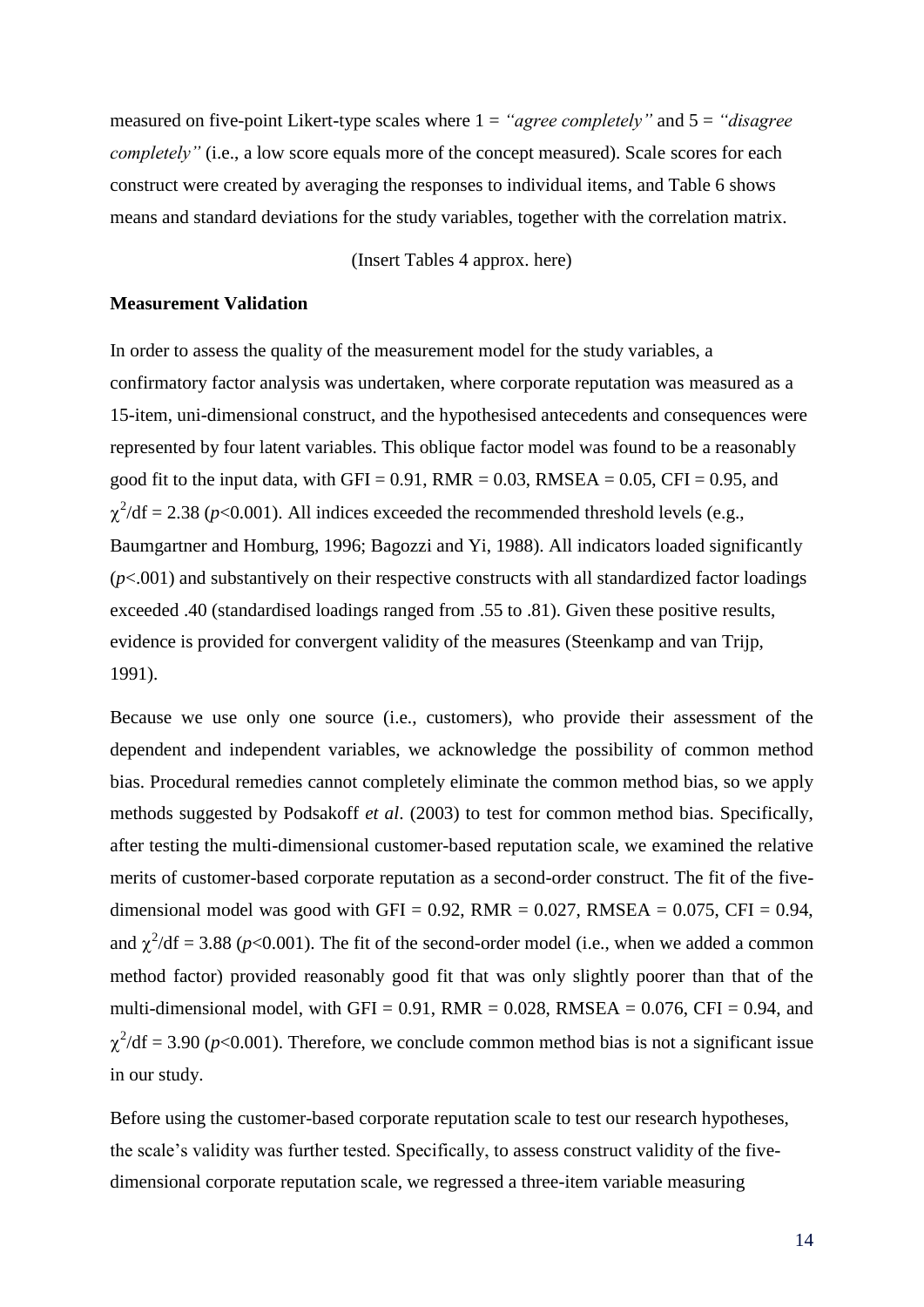measured on five-point Likert-type scales where 1 = *"agree completely"* and 5 = *"disagree completely"* (i.e., a low score equals more of the concept measured). Scale scores for each construct were created by averaging the responses to individual items, and Table 6 shows means and standard deviations for the study variables, together with the correlation matrix.

(Insert Tables 4 approx. here)

**Measurement Validation**

In order to assess the quality of the measurement model for the study variables, a confirmatory factor analysis was undertaken, where corporate reputation was measured as a 15-item, uni-dimensional construct, and the hypothesised antecedents and consequences were represented by four latent variables. This oblique factor model was found to be a reasonably good fit to the input data, with GFI = 0.91, RMR = 0.03, RMSEA = 0.05, CFI = 0.95, and $\chi^2$/df = 2.38 ($p$<0.001). All indices exceeded the recommended threshold levels (e.g., Baumgartner and Homburg, 1996; Bagozzi and Yi, 1988). All indicators loaded significantly ($p$<.001) and substantively on their respective constructs with all standardized factor loadings exceeded .40 (standardised loadings ranged from .55 to .81). Given these positive results, evidence is provided for convergent validity of the measures (Steenkamp and van Trijp, 1991).

Because we use only one source (i.e., customers), who provide their assessment of the dependent and independent variables, we acknowledge the possibility of common method bias. Procedural remedies cannot completely eliminate the common method bias, so we apply methods suggested by Podsakoff *et al*. (2003) to test for common method bias. Specifically, after testing the multi-dimensional customer-based reputation scale, we examined the relative merits of customer-based corporate reputation as a second-order construct. The fit of the five-dimensional model was good with GFI = 0.92, RMR = 0.027, RMSEA = 0.075, CFI = 0.94, and $\chi^2$/df = 3.88 ($p$<0.001). The fit of the second-order model (i.e., when we added a common method factor) provided reasonably good fit that was only slightly poorer than that of the multi-dimensional model, with GFI = 0.91, RMR = 0.028, RMSEA = 0.076, CFI = 0.94, and $\chi^2$/df = 3.90 ($p$<0.001). Therefore, we conclude common method bias is not a significant issue in our study.

Before using the customer-based corporate reputation scale to test our research hypotheses, the scale's validity was further tested. Specifically, to assess construct validity of the five-dimensional corporate reputation scale, we regressed a three-item variable measuring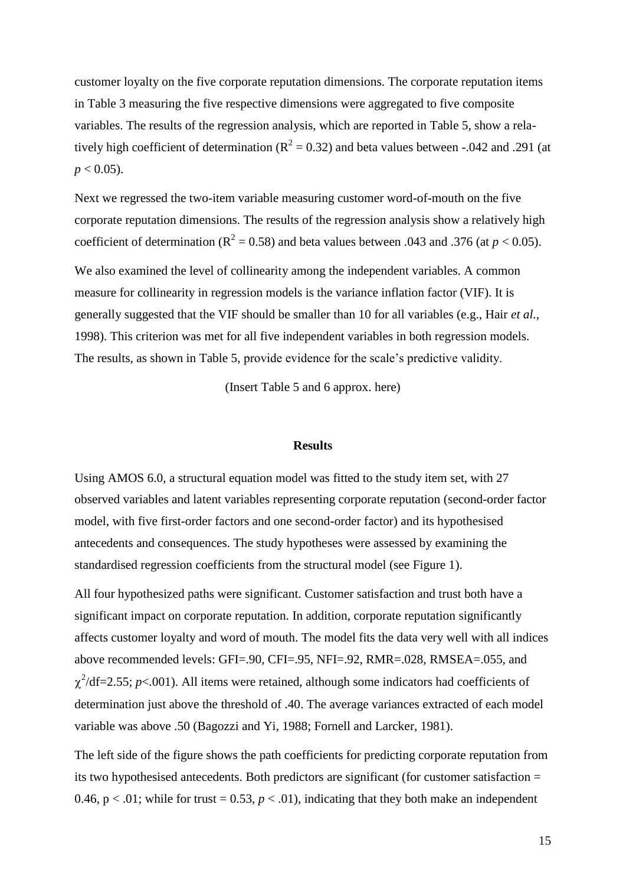customer loyalty on the five corporate reputation dimensions. The corporate reputation items in Table 3 measuring the five respective dimensions were aggregated to five composite variables. The results of the regression analysis, which are reported in Table 5, show a relatively high coefficient of determination ($R^2 = 0.32$) and beta values between -.042 and .291 (at $p < 0.05$).

Next we regressed the two-item variable measuring customer word-of-mouth on the five corporate reputation dimensions. The results of the regression analysis show a relatively high coefficient of determination ($R^2 = 0.58$) and beta values between .043 and .376 (at $p < 0.05$).

We also examined the level of collinearity among the independent variables. A common measure for collinearity in regression models is the variance inflation factor (VIF). It is generally suggested that the VIF should be smaller than 10 for all variables (e.g., Hair *et al.*, 1998). This criterion was met for all five independent variables in both regression models. The results, as shown in Table 5, provide evidence for the scale's predictive validity.

(Insert Table 5 and 6 approx. here)

## Results

Using AMOS 6.0, a structural equation model was fitted to the study item set, with 27 observed variables and latent variables representing corporate reputation (second-order factor model, with five first-order factors and one second-order factor) and its hypothesised antecedents and consequences. The study hypotheses were assessed by examining the standardised regression coefficients from the structural model (see Figure 1).

All four hypothesized paths were significant. Customer satisfaction and trust both have a significant impact on corporate reputation. In addition, corporate reputation significantly affects customer loyalty and word of mouth. The model fits the data very well with all indices above recommended levels: GFI=.90, CFI=.95, NFI=.92, RMR=.028, RMSEA=.055, and $\chi^2$/df=2.55; $p$<.001). All items were retained, although some indicators had coefficients of determination just above the threshold of .40. The average variances extracted of each model variable was above .50 (Bagozzi and Yi, 1988; Fornell and Larcker, 1981).

The left side of the figure shows the path coefficients for predicting corporate reputation from its two hypothesised antecedents. Both predictors are significant (for customer satisfaction = 0.46, $p < .01$; while for trust = 0.53, $p < .01$), indicating that they both make an independent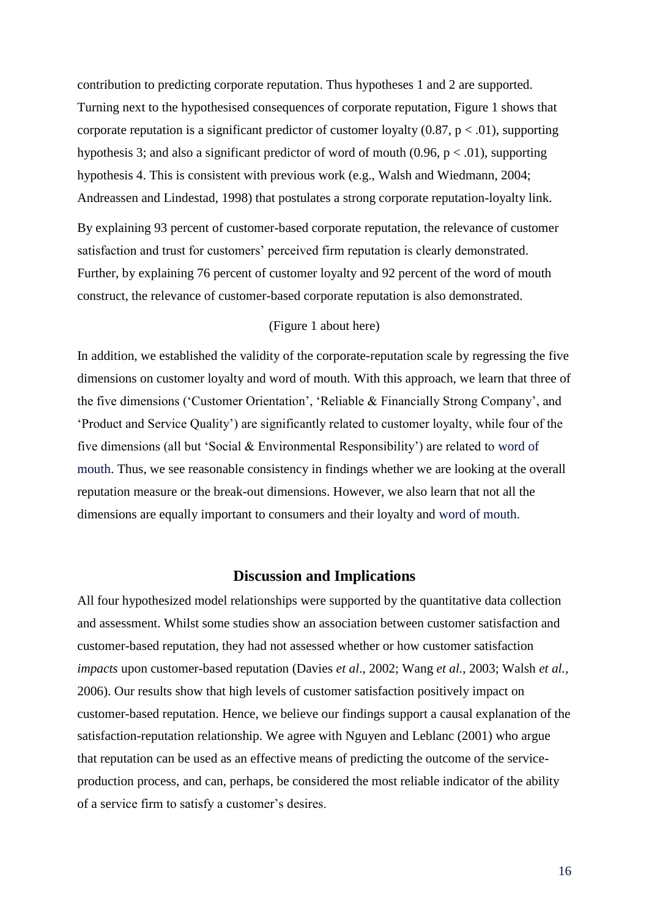contribution to predicting corporate reputation. Thus hypotheses 1 and 2 are supported. Turning next to the hypothesised consequences of corporate reputation, Figure 1 shows that corporate reputation is a significant predictor of customer loyalty (0.87, $p < .01$), supporting hypothesis 3; and also a significant predictor of word of mouth (0.96, $p < .01$), supporting hypothesis 4. This is consistent with previous work (e.g., Walsh and Wiedmann, 2004; Andreassen and Lindestad, 1998) that postulates a strong corporate reputation-loyalty link.

By explaining 93 percent of customer-based corporate reputation, the relevance of customer satisfaction and trust for customers' perceived firm reputation is clearly demonstrated. Further, by explaining 76 percent of customer loyalty and 92 percent of the word of mouth construct, the relevance of customer-based corporate reputation is also demonstrated.

(Figure 1 about here)

In addition, we established the validity of the corporate-reputation scale by regressing the five dimensions on customer loyalty and word of mouth. With this approach, we learn that three of the five dimensions ('Customer Orientation', 'Reliable & Financially Strong Company', and 'Product and Service Quality') are significantly related to customer loyalty, while four of the five dimensions (all but 'Social & Environmental Responsibility') are related to word of mouth. Thus, we see reasonable consistency in findings whether we are looking at the overall reputation measure or the break-out dimensions. However, we also learn that not all the dimensions are equally important to consumers and their loyalty and word of mouth.

## Discussion and Implications

All four hypothesized model relationships were supported by the quantitative data collection and assessment. Whilst some studies show an association between customer satisfaction and customer-based reputation, they had not assessed whether or how customer satisfaction *impacts* upon customer-based reputation (Davies *et al*., 2002; Wang *et al.*, 2003; Walsh *et al.*, 2006). Our results show that high levels of customer satisfaction positively impact on customer-based reputation. Hence, we believe our findings support a causal explanation of the satisfaction-reputation relationship. We agree with Nguyen and Leblanc (2001) who argue that reputation can be used as an effective means of predicting the outcome of the service-production process, and can, perhaps, be considered the most reliable indicator of the ability of a service firm to satisfy a customer's desires.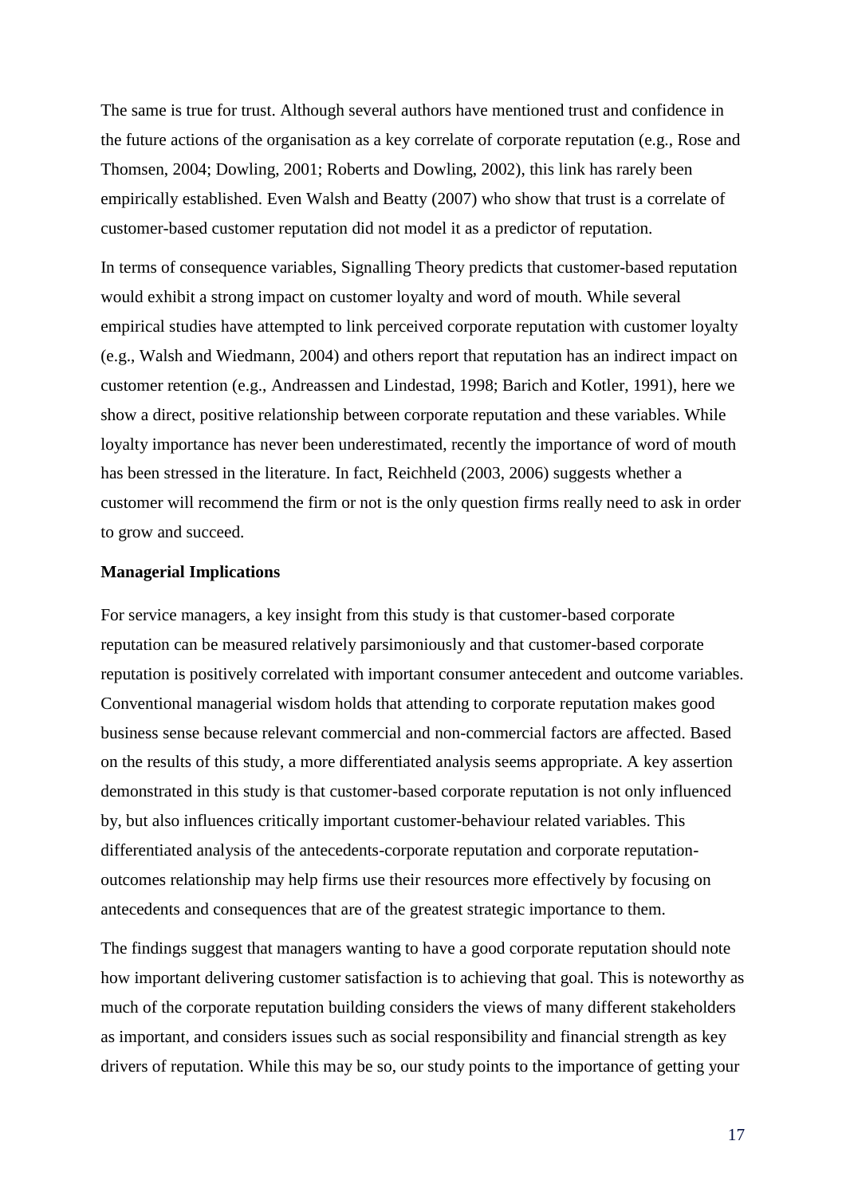The same is true for trust. Although several authors have mentioned trust and confidence in the future actions of the organisation as a key correlate of corporate reputation (e.g., Rose and Thomsen, 2004; Dowling, 2001; Roberts and Dowling, 2002), this link has rarely been empirically established. Even Walsh and Beatty (2007) who show that trust is a correlate of customer-based customer reputation did not model it as a predictor of reputation.

In terms of consequence variables, Signalling Theory predicts that customer-based reputation would exhibit a strong impact on customer loyalty and word of mouth. While several empirical studies have attempted to link perceived corporate reputation with customer loyalty (e.g., Walsh and Wiedmann, 2004) and others report that reputation has an indirect impact on customer retention (e.g., Andreassen and Lindestad, 1998; Barich and Kotler, 1991), here we show a direct, positive relationship between corporate reputation and these variables. While loyalty importance has never been underestimated, recently the importance of word of mouth has been stressed in the literature. In fact, Reichheld (2003, 2006) suggests whether a customer will recommend the firm or not is the only question firms really need to ask in order to grow and succeed.

**Managerial Implications**

For service managers, a key insight from this study is that customer-based corporate reputation can be measured relatively parsimoniously and that customer-based corporate reputation is positively correlated with important consumer antecedent and outcome variables. Conventional managerial wisdom holds that attending to corporate reputation makes good business sense because relevant commercial and non-commercial factors are affected. Based on the results of this study, a more differentiated analysis seems appropriate. A key assertion demonstrated in this study is that customer-based corporate reputation is not only influenced by, but also influences critically important customer-behaviour related variables. This differentiated analysis of the antecedents-corporate reputation and corporate reputation-outcomes relationship may help firms use their resources more effectively by focusing on antecedents and consequences that are of the greatest strategic importance to them.

The findings suggest that managers wanting to have a good corporate reputation should note how important delivering customer satisfaction is to achieving that goal. This is noteworthy as much of the corporate reputation building considers the views of many different stakeholders as important, and considers issues such as social responsibility and financial strength as key drivers of reputation. While this may be so, our study points to the importance of getting your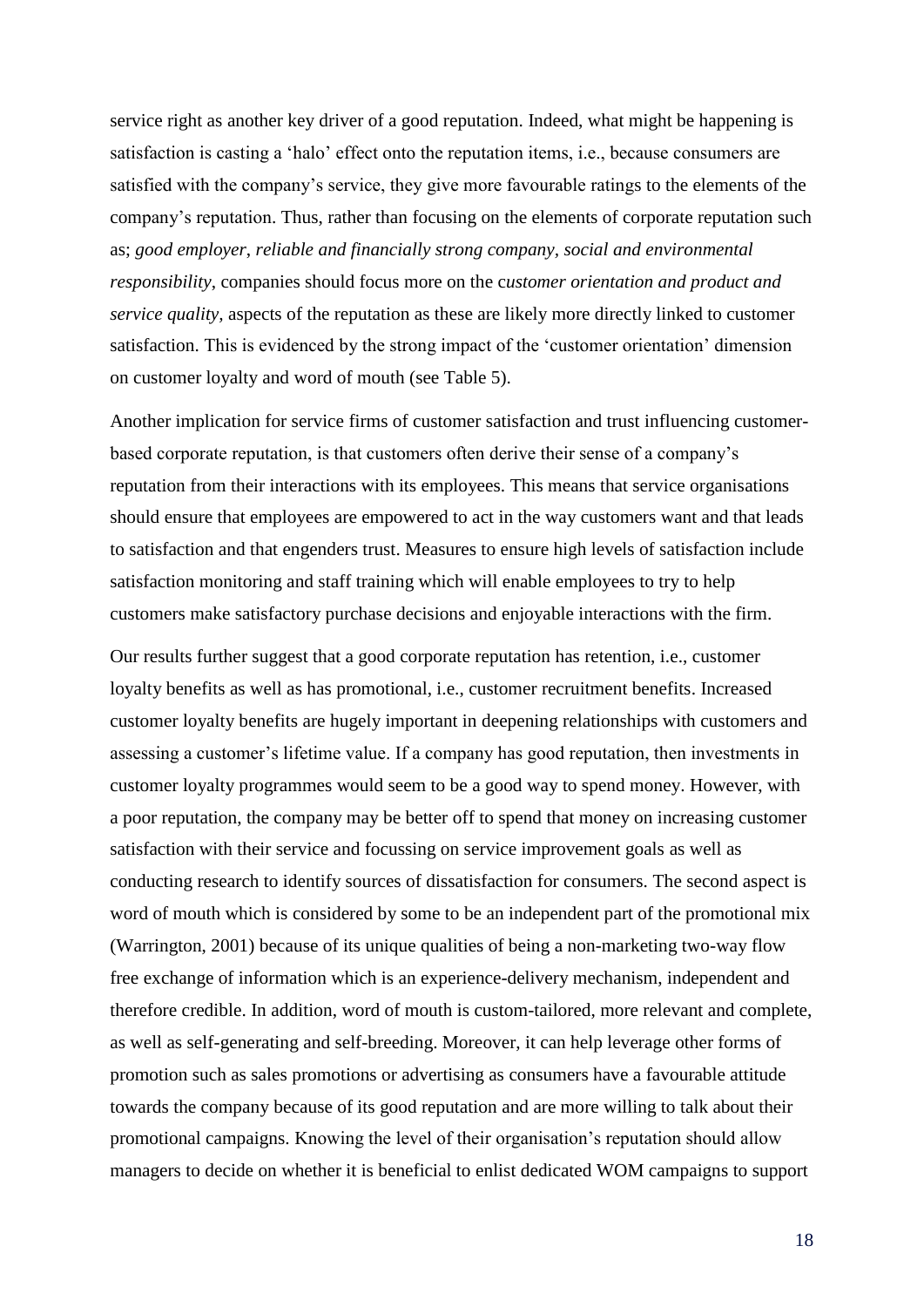service right as another key driver of a good reputation. Indeed, what might be happening is satisfaction is casting a 'halo' effect onto the reputation items, i.e., because consumers are satisfied with the company's service, they give more favourable ratings to the elements of the company's reputation. Thus, rather than focusing on the elements of corporate reputation such as; *good employer, reliable and financially strong company, social and environmental responsibility*, companies should focus more on the c*ustomer orientation and product and service quality,* aspects of the reputation as these are likely more directly linked to customer satisfaction. This is evidenced by the strong impact of the 'customer orientation' dimension on customer loyalty and word of mouth (see Table 5).

Another implication for service firms of customer satisfaction and trust influencing customer-based corporate reputation, is that customers often derive their sense of a company's reputation from their interactions with its employees. This means that service organisations should ensure that employees are empowered to act in the way customers want and that leads to satisfaction and that engenders trust. Measures to ensure high levels of satisfaction include satisfaction monitoring and staff training which will enable employees to try to help customers make satisfactory purchase decisions and enjoyable interactions with the firm.

Our results further suggest that a good corporate reputation has retention, i.e., customer loyalty benefits as well as has promotional, i.e., customer recruitment benefits. Increased customer loyalty benefits are hugely important in deepening relationships with customers and assessing a customer's lifetime value. If a company has good reputation, then investments in customer loyalty programmes would seem to be a good way to spend money. However, with a poor reputation, the company may be better off to spend that money on increasing customer satisfaction with their service and focussing on service improvement goals as well as conducting research to identify sources of dissatisfaction for consumers. The second aspect is word of mouth which is considered by some to be an independent part of the promotional mix (Warrington, 2001) because of its unique qualities of being a non-marketing two-way flow free exchange of information which is an experience-delivery mechanism, independent and therefore credible. In addition, word of mouth is custom-tailored, more relevant and complete, as well as self-generating and self-breeding. Moreover, it can help leverage other forms of promotion such as sales promotions or advertising as consumers have a favourable attitude towards the company because of its good reputation and are more willing to talk about their promotional campaigns. Knowing the level of their organisation's reputation should allow managers to decide on whether it is beneficial to enlist dedicated WOM campaigns to support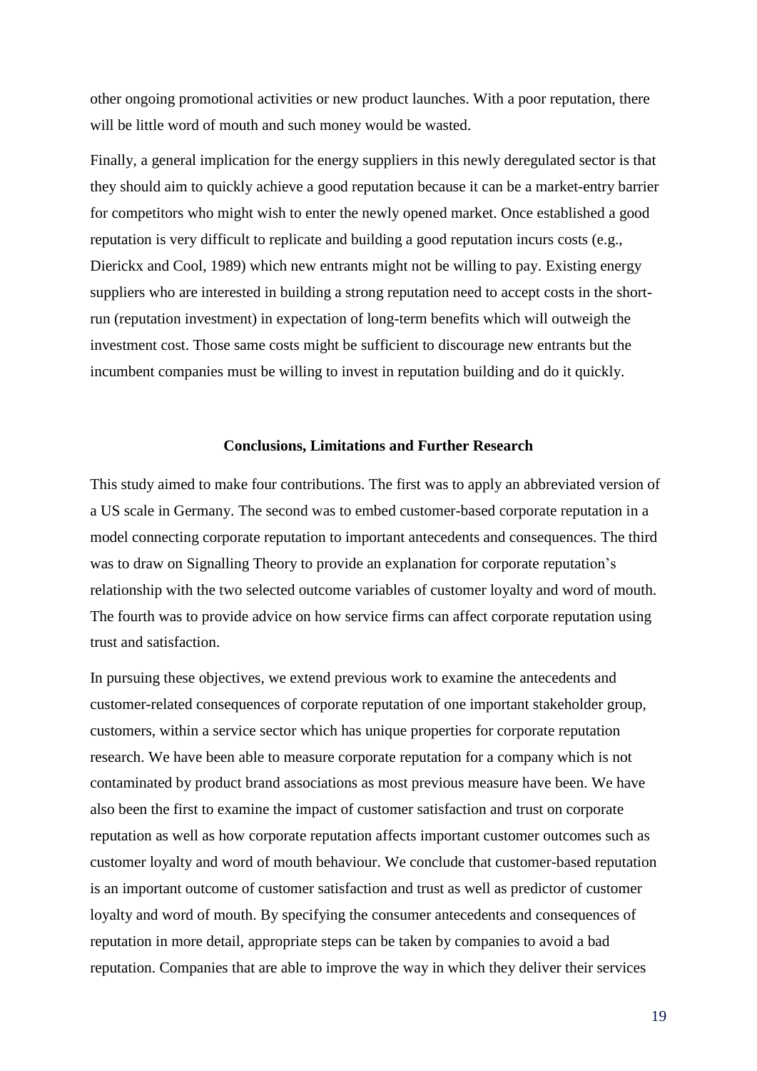other ongoing promotional activities or new product launches. With a poor reputation, there will be little word of mouth and such money would be wasted.

Finally, a general implication for the energy suppliers in this newly deregulated sector is that they should aim to quickly achieve a good reputation because it can be a market-entry barrier for competitors who might wish to enter the newly opened market. Once established a good reputation is very difficult to replicate and building a good reputation incurs costs (e.g., Dierickx and Cool, 1989) which new entrants might not be willing to pay. Existing energy suppliers who are interested in building a strong reputation need to accept costs in the short-run (reputation investment) in expectation of long-term benefits which will outweigh the investment cost. Those same costs might be sufficient to discourage new entrants but the incumbent companies must be willing to invest in reputation building and do it quickly.

## Conclusions, Limitations and Further Research

This study aimed to make four contributions. The first was to apply an abbreviated version of a US scale in Germany. The second was to embed customer-based corporate reputation in a model connecting corporate reputation to important antecedents and consequences. The third was to draw on Signalling Theory to provide an explanation for corporate reputation's relationship with the two selected outcome variables of customer loyalty and word of mouth. The fourth was to provide advice on how service firms can affect corporate reputation using trust and satisfaction.

In pursuing these objectives, we extend previous work to examine the antecedents and customer-related consequences of corporate reputation of one important stakeholder group, customers, within a service sector which has unique properties for corporate reputation research. We have been able to measure corporate reputation for a company which is not contaminated by product brand associations as most previous measure have been. We have also been the first to examine the impact of customer satisfaction and trust on corporate reputation as well as how corporate reputation affects important customer outcomes such as customer loyalty and word of mouth behaviour. We conclude that customer-based reputation is an important outcome of customer satisfaction and trust as well as predictor of customer loyalty and word of mouth. By specifying the consumer antecedents and consequences of reputation in more detail, appropriate steps can be taken by companies to avoid a bad reputation. Companies that are able to improve the way in which they deliver their services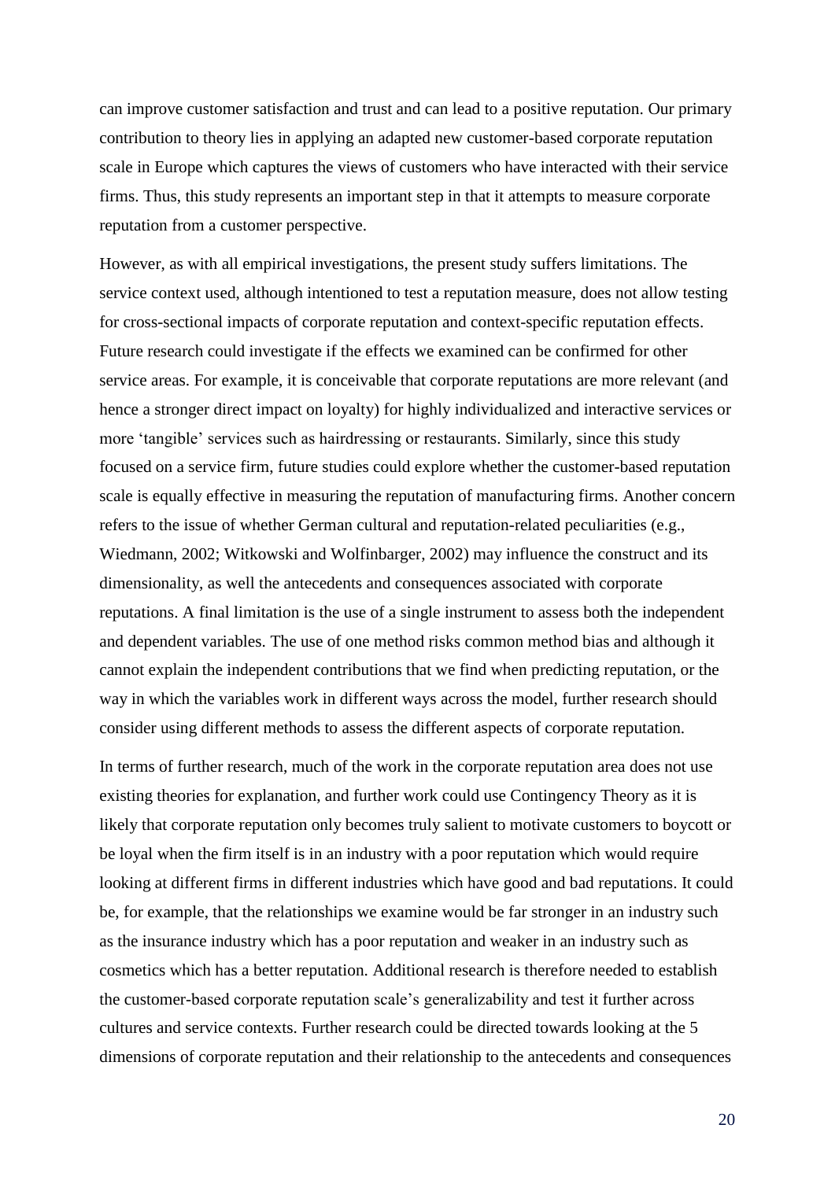can improve customer satisfaction and trust and can lead to a positive reputation. Our primary contribution to theory lies in applying an adapted new customer-based corporate reputation scale in Europe which captures the views of customers who have interacted with their service firms. Thus, this study represents an important step in that it attempts to measure corporate reputation from a customer perspective.

However, as with all empirical investigations, the present study suffers limitations. The service context used, although intentioned to test a reputation measure, does not allow testing for cross-sectional impacts of corporate reputation and context-specific reputation effects. Future research could investigate if the effects we examined can be confirmed for other service areas. For example, it is conceivable that corporate reputations are more relevant (and hence a stronger direct impact on loyalty) for highly individualized and interactive services or more 'tangible' services such as hairdressing or restaurants. Similarly, since this study focused on a service firm, future studies could explore whether the customer-based reputation scale is equally effective in measuring the reputation of manufacturing firms. Another concern refers to the issue of whether German cultural and reputation-related peculiarities (e.g., Wiedmann, 2002; Witkowski and Wolfinbarger, 2002) may influence the construct and its dimensionality, as well the antecedents and consequences associated with corporate reputations. A final limitation is the use of a single instrument to assess both the independent and dependent variables. The use of one method risks common method bias and although it cannot explain the independent contributions that we find when predicting reputation, or the way in which the variables work in different ways across the model, further research should consider using different methods to assess the different aspects of corporate reputation.

In terms of further research, much of the work in the corporate reputation area does not use existing theories for explanation, and further work could use Contingency Theory as it is likely that corporate reputation only becomes truly salient to motivate customers to boycott or be loyal when the firm itself is in an industry with a poor reputation which would require looking at different firms in different industries which have good and bad reputations. It could be, for example, that the relationships we examine would be far stronger in an industry such as the insurance industry which has a poor reputation and weaker in an industry such as cosmetics which has a better reputation. Additional research is therefore needed to establish the customer-based corporate reputation scale's generalizability and test it further across cultures and service contexts. Further research could be directed towards looking at the 5 dimensions of corporate reputation and their relationship to the antecedents and consequences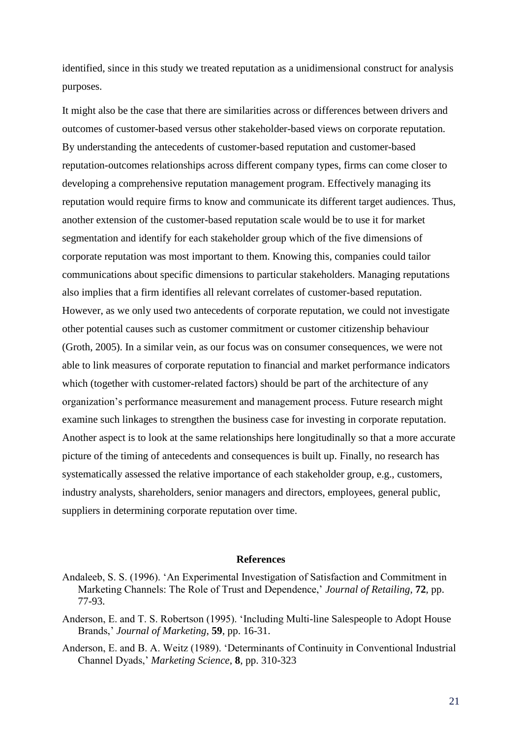identified, since in this study we treated reputation as a unidimensional construct for analysis purposes.

It might also be the case that there are similarities across or differences between drivers and outcomes of customer-based versus other stakeholder-based views on corporate reputation. By understanding the antecedents of customer-based reputation and customer-based reputation-outcomes relationships across different company types, firms can come closer to developing a comprehensive reputation management program. Effectively managing its reputation would require firms to know and communicate its different target audiences. Thus, another extension of the customer-based reputation scale would be to use it for market segmentation and identify for each stakeholder group which of the five dimensions of corporate reputation was most important to them. Knowing this, companies could tailor communications about specific dimensions to particular stakeholders. Managing reputations also implies that a firm identifies all relevant correlates of customer-based reputation. However, as we only used two antecedents of corporate reputation, we could not investigate other potential causes such as customer commitment or customer citizenship behaviour (Groth, 2005). In a similar vein, as our focus was on consumer consequences, we were not able to link measures of corporate reputation to financial and market performance indicators which (together with customer-related factors) should be part of the architecture of any organization's performance measurement and management process. Future research might examine such linkages to strengthen the business case for investing in corporate reputation. Another aspect is to look at the same relationships here longitudinally so that a more accurate picture of the timing of antecedents and consequences is built up. Finally, no research has systematically assessed the relative importance of each stakeholder group, e.g., customers, industry analysts, shareholders, senior managers and directors, employees, general public, suppliers in determining corporate reputation over time.

## References

Andaleeb, S. S. (1996). 'An Experimental Investigation of Satisfaction and Commitment in Marketing Channels: The Role of Trust and Dependence,' *Journal of Retailing*, **72**, pp. 77-93.

Anderson, E. and T. S. Robertson (1995). 'Including Multi-line Salespeople to Adopt House Brands,' *Journal of Marketing*, **59**, pp. 16-31.

Anderson, E. and B. A. Weitz (1989). 'Determinants of Continuity in Conventional Industrial Channel Dyads,' *Marketing Science*, **8**, pp. 310-323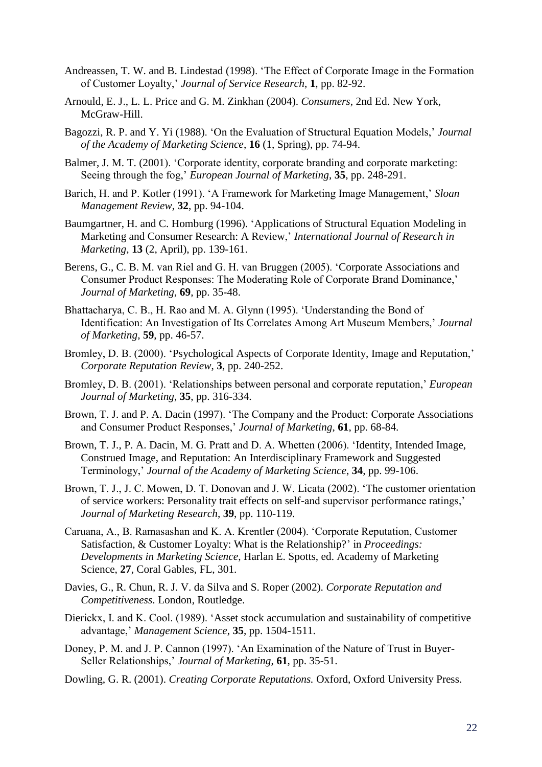Andreassen, T. W. and B. Lindestad (1998). 'The Effect of Corporate Image in the Formation of Customer Loyalty,' *Journal of Service Research*, **1**, pp. 82-92.

Arnould, E. J., L. L. Price and G. M. Zinkhan (2004). *Consumers*, 2nd Ed. New York, McGraw-Hill.

Bagozzi, R. P. and Y. Yi (1988). 'On the Evaluation of Structural Equation Models,' *Journal of the Academy of Marketing Science*, **16** (1, Spring), pp. 74-94.

Balmer, J. M. T. (2001). 'Corporate identity, corporate branding and corporate marketing: Seeing through the fog,' *European Journal of Marketing*, **35**, pp. 248-291.

Barich, H. and P. Kotler (1991). 'A Framework for Marketing Image Management,' *Sloan Management Review*, **32**, pp. 94-104.

Baumgartner, H. and C. Homburg (1996). 'Applications of Structural Equation Modeling in Marketing and Consumer Research: A Review,' *International Journal of Research in Marketing*, **13** (2, April), pp. 139-161.

Berens, G., C. B. M. van Riel and G. H. van Bruggen (2005). 'Corporate Associations and Consumer Product Responses: The Moderating Role of Corporate Brand Dominance,' *Journal of Marketing*, **69**, pp. 35-48.

Bhattacharya, C. B., H. Rao and M. A. Glynn (1995). 'Understanding the Bond of Identification: An Investigation of Its Correlates Among Art Museum Members,' *Journal of Marketing*, **59**, pp. 46-57.

Bromley, D. B. (2000). 'Psychological Aspects of Corporate Identity, Image and Reputation,' *Corporate Reputation Review*, **3**, pp. 240-252.

Bromley, D. B. (2001). 'Relationships between personal and corporate reputation,' *European Journal of Marketing*, **35**, pp. 316-334.

Brown, T. J. and P. A. Dacin (1997). 'The Company and the Product: Corporate Associations and Consumer Product Responses,' *Journal of Marketing*, **61**, pp. 68-84.

Brown, T. J., P. A. Dacin, M. G. Pratt and D. A. Whetten (2006). 'Identity, Intended Image, Construed Image, and Reputation: An Interdisciplinary Framework and Suggested Terminology,' *Journal of the Academy of Marketing Science*, **34**, pp. 99-106.

Brown, T. J., J. C. Mowen, D. T. Donovan and J. W. Licata (2002). 'The customer orientation of service workers: Personality trait effects on self-and supervisor performance ratings,' *Journal of Marketing Research*, **39**, pp. 110-119.

Caruana, A., B. Ramasashan and K. A. Krentler (2004). 'Corporate Reputation, Customer Satisfaction, & Customer Loyalty: What is the Relationship?' in *Proceedings: Developments in Marketing Science*, Harlan E. Spotts, ed. Academy of Marketing Science, **27**, Coral Gables, FL, 301.

Davies, G., R. Chun, R. J. V. da Silva and S. Roper (2002). *Corporate Reputation and Competitiveness*. London, Routledge.

Dierickx, I. and K. Cool. (1989). 'Asset stock accumulation and sustainability of competitive advantage,' *Management Science*, **35**, pp. 1504-1511.

Doney, P. M. and J. P. Cannon (1997). 'An Examination of the Nature of Trust in Buyer-Seller Relationships,' *Journal of Marketing*, **61**, pp. 35-51.

Dowling, G. R. (2001). *Creating Corporate Reputations.* Oxford, Oxford University Press.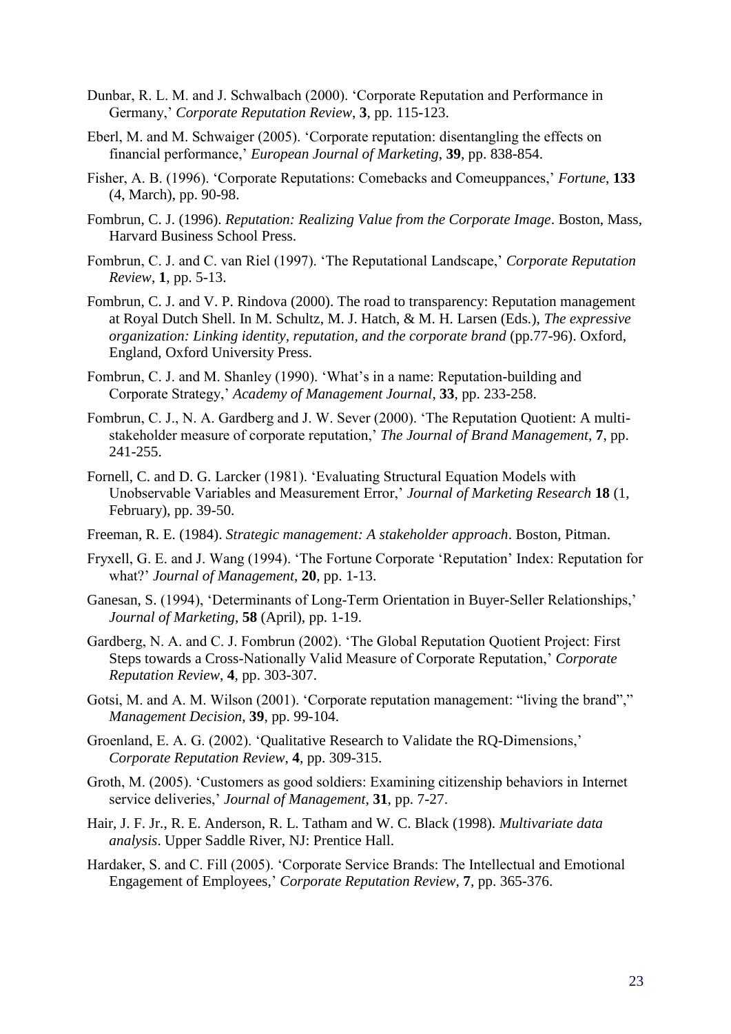Dunbar, R. L. M. and J. Schwalbach (2000). 'Corporate Reputation and Performance in Germany,' *Corporate Reputation Review*, **3**, pp. 115-123.

Eberl, M. and M. Schwaiger (2005). 'Corporate reputation: disentangling the effects on financial performance,' *European Journal of Marketing*, **39**, pp. 838-854.

Fisher, A. B. (1996). 'Corporate Reputations: Comebacks and Comeuppances,' *Fortune*, **133** (4, March), pp. 90-98.

Fombrun, C. J. (1996). *Reputation: Realizing Value from the Corporate Image*. Boston, Mass, Harvard Business School Press.

Fombrun, C. J. and C. van Riel (1997). 'The Reputational Landscape,' *Corporate Reputation Review*, **1**, pp. 5-13.

Fombrun, C. J. and V. P. Rindova (2000). The road to transparency: Reputation management at Royal Dutch Shell. In M. Schultz, M. J. Hatch, & M. H. Larsen (Eds.), *The expressive organization: Linking identity, reputation, and the corporate brand* (pp.77-96). Oxford, England, Oxford University Press.

Fombrun, C. J. and M. Shanley (1990). 'What's in a name: Reputation-building and Corporate Strategy,' *Academy of Management Journal*, **33**, pp. 233-258.

Fombrun, C. J., N. A. Gardberg and J. W. Sever (2000). 'The Reputation Quotient: A multi-stakeholder measure of corporate reputation,' *The Journal of Brand Management*, **7**, pp. 241-255.

Fornell, C. and D. G. Larcker (1981). 'Evaluating Structural Equation Models with Unobservable Variables and Measurement Error,' *Journal of Marketing Research* **18** (1, February), pp. 39-50.

Freeman, R. E. (1984). *Strategic management: A stakeholder approach*. Boston, Pitman.

Fryxell, G. E. and J. Wang (1994). 'The Fortune Corporate 'Reputation' Index: Reputation for what?' *Journal of Management*, **20**, pp. 1-13.

Ganesan, S. (1994), 'Determinants of Long-Term Orientation in Buyer-Seller Relationships,' *Journal of Marketing*, **58** (April), pp. 1-19.

Gardberg, N. A. and C. J. Fombrun (2002). 'The Global Reputation Quotient Project: First Steps towards a Cross-Nationally Valid Measure of Corporate Reputation,' *Corporate Reputation Review*, **4**, pp. 303-307.

Gotsi, M. and A. M. Wilson (2001). 'Corporate reputation management: "living the brand",' *Management Decision*, **39**, pp. 99-104.

Groenland, E. A. G. (2002). 'Qualitative Research to Validate the RQ-Dimensions,' *Corporate Reputation Review*, **4**, pp. 309-315.

Groth, M. (2005). 'Customers as good soldiers: Examining citizenship behaviors in Internet service deliveries,' *Journal of Management*, **31**, pp. 7-27.

Hair, J. F. Jr., R. E. Anderson, R. L. Tatham and W. C. Black (1998). *Multivariate data analysis*. Upper Saddle River, NJ: Prentice Hall.

Hardaker, S. and C. Fill (2005). 'Corporate Service Brands: The Intellectual and Emotional Engagement of Employees,' *Corporate Reputation Review*, **7**, pp. 365-376.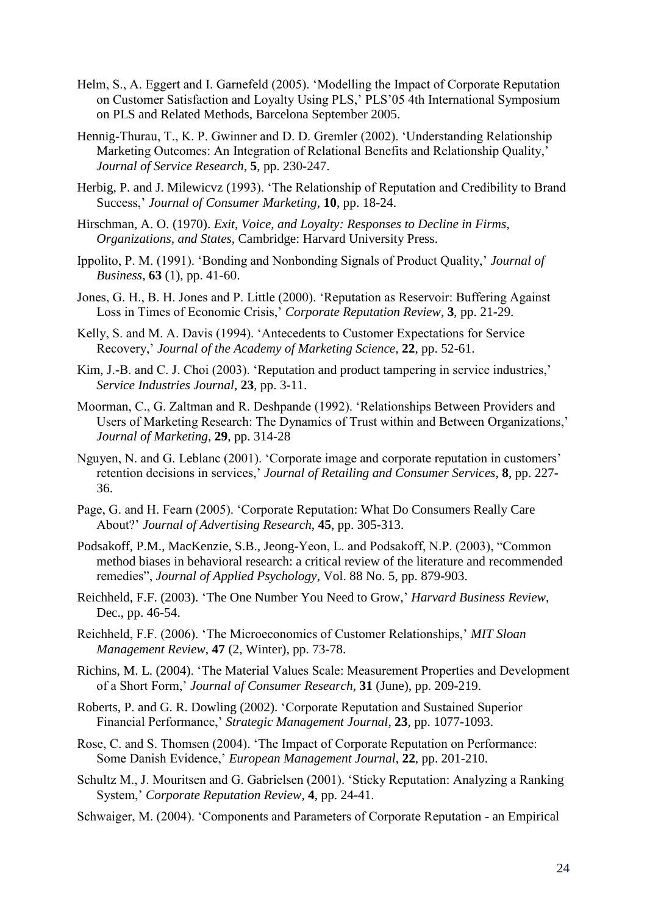Helm, S., A. Eggert and I. Garnefeld (2005). 'Modelling the Impact of Corporate Reputation on Customer Satisfaction and Loyalty Using PLS,' PLS'05 4th International Symposium on PLS and Related Methods, Barcelona September 2005.

Hennig-Thurau, T., K. P. Gwinner and D. D. Gremler (2002). 'Understanding Relationship Marketing Outcomes: An Integration of Relational Benefits and Relationship Quality,' *Journal of Service Research*, **5**, pp. 230-247.

Herbig, P. and J. Milewicvz (1993). 'The Relationship of Reputation and Credibility to Brand Success,' *Journal of Consumer Marketing*, **10**, pp. 18-24.

Hirschman, A. O. (1970). *Exit, Voice, and Loyalty: Responses to Decline in Firms, Organizations, and States*, Cambridge: Harvard University Press.

Ippolito, P. M. (1991). 'Bonding and Nonbonding Signals of Product Quality,' *Journal of Business*, **63** (1), pp. 41-60.

Jones, G. H., B. H. Jones and P. Little (2000). 'Reputation as Reservoir: Buffering Against Loss in Times of Economic Crisis,' *Corporate Reputation Review*, **3**, pp. 21-29.

Kelly, S. and M. A. Davis (1994). 'Antecedents to Customer Expectations for Service Recovery,' *Journal of the Academy of Marketing Science*, **22**, pp. 52-61.

Kim, J.-B. and C. J. Choi (2003). 'Reputation and product tampering in service industries,' *Service Industries Journal*, **23**, pp. 3-11.

Moorman, C., G. Zaltman and R. Deshpande (1992). 'Relationships Between Providers and Users of Marketing Research: The Dynamics of Trust within and Between Organizations,' *Journal of Marketing*, **29**, pp. 314-28

Nguyen, N. and G. Leblanc (2001). 'Corporate image and corporate reputation in customers' retention decisions in services,' *Journal of Retailing and Consumer Services*, **8**, pp. 227-36.

Page, G. and H. Fearn (2005). 'Corporate Reputation: What Do Consumers Really Care About?' *Journal of Advertising Research*, **45**, pp. 305-313.

Podsakoff, P.M., MacKenzie, S.B., Jeong-Yeon, L. and Podsakoff, N.P. (2003), "Common method biases in behavioral research: a critical review of the literature and recommended remedies", *Journal of Applied Psychology*, Vol. 88 No. 5, pp. 879-903.

Reichheld, F.F. (2003). 'The One Number You Need to Grow,' *Harvard Business Review*, Dec., pp. 46-54.

Reichheld, F.F. (2006). 'The Microeconomics of Customer Relationships,' *MIT Sloan Management Review*, **47** (2, Winter), pp. 73-78.

Richins, M. L. (2004). 'The Material Values Scale: Measurement Properties and Development of a Short Form,' *Journal of Consumer Research*, **31** (June), pp. 209-219.

Roberts, P. and G. R. Dowling (2002). 'Corporate Reputation and Sustained Superior Financial Performance,' *Strategic Management Journal*, **23**, pp. 1077-1093.

Rose, C. and S. Thomsen (2004). 'The Impact of Corporate Reputation on Performance: Some Danish Evidence,' *European Management Journal*, **22**, pp. 201-210.

Schultz M., J. Mouritsen and G. Gabrielsen (2001). 'Sticky Reputation: Analyzing a Ranking System,' *Corporate Reputation Review*, **4**, pp. 24-41.

Schwaiger, M. (2004). 'Components and Parameters of Corporate Reputation - an Empirical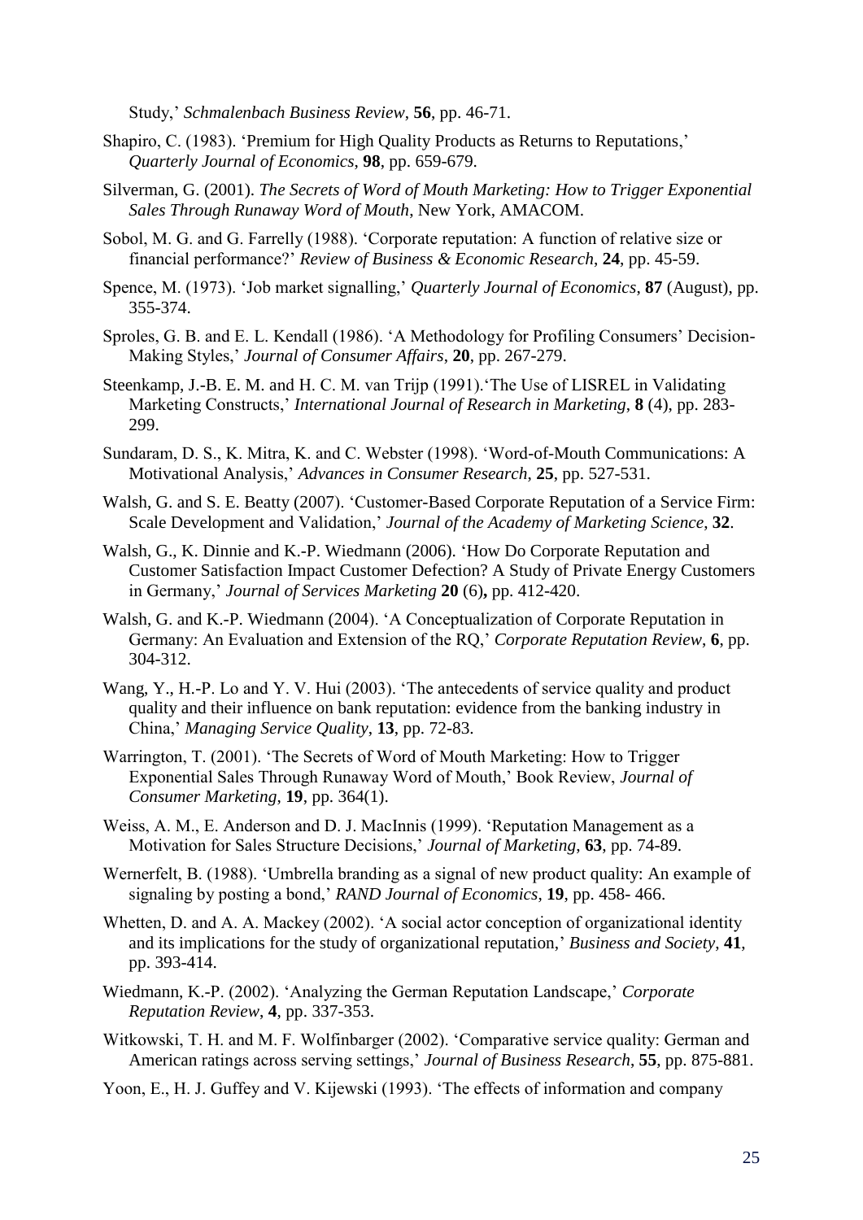Study,' *Schmalenbach Business Review*, **56**, pp. 46-71.

Shapiro, C. (1983). 'Premium for High Quality Products as Returns to Reputations,' *Quarterly Journal of Economics*, **98**, pp. 659-679.

Silverman, G. (2001). *The Secrets of Word of Mouth Marketing: How to Trigger Exponential Sales Through Runaway Word of Mouth*, New York, AMACOM.

Sobol, M. G. and G. Farrelly (1988). 'Corporate reputation: A function of relative size or financial performance?' *Review of Business & Economic Research*, **24**, pp. 45-59.

Spence, M. (1973). 'Job market signalling,' *Quarterly Journal of Economics*, **87** (August), pp. 355-374.

Sproles, G. B. and E. L. Kendall (1986). 'A Methodology for Profiling Consumers' Decision-Making Styles,' *Journal of Consumer Affairs*, **20**, pp. 267-279.

Steenkamp, J.-B. E. M. and H. C. M. van Trijp (1991).'The Use of LISREL in Validating Marketing Constructs,' *International Journal of Research in Marketing*, **8** (4), pp. 283-299.

Sundaram, D. S., K. Mitra, K. and C. Webster (1998). 'Word-of-Mouth Communications: A Motivational Analysis,' *Advances in Consumer Research*, **25**, pp. 527-531.

Walsh, G. and S. E. Beatty (2007). 'Customer-Based Corporate Reputation of a Service Firm: Scale Development and Validation,' *Journal of the Academy of Marketing Science*, **32**.

Walsh, G., K. Dinnie and K.-P. Wiedmann (2006). 'How Do Corporate Reputation and Customer Satisfaction Impact Customer Defection? A Study of Private Energy Customers in Germany,' *Journal of Services Marketing* **20** (6)**,** pp. 412-420.

Walsh, G. and K.-P. Wiedmann (2004). 'A Conceptualization of Corporate Reputation in Germany: An Evaluation and Extension of the RQ,' *Corporate Reputation Review*, **6**, pp. 304-312.

Wang, Y., H.-P. Lo and Y. V. Hui (2003). 'The antecedents of service quality and product quality and their influence on bank reputation: evidence from the banking industry in China,' *Managing Service Quality*, **13**, pp. 72-83.

Warrington, T. (2001). 'The Secrets of Word of Mouth Marketing: How to Trigger Exponential Sales Through Runaway Word of Mouth,' Book Review, *Journal of Consumer Marketing*, **19**, pp. 364(1).

Weiss, A. M., E. Anderson and D. J. MacInnis (1999). 'Reputation Management as a Motivation for Sales Structure Decisions,' *Journal of Marketing*, **63**, pp. 74-89.

Wernerfelt, B. (1988). 'Umbrella branding as a signal of new product quality: An example of signaling by posting a bond,' *RAND Journal of Economics*, **19**, pp. 458- 466.

Whetten, D. and A. A. Mackey (2002). 'A social actor conception of organizational identity and its implications for the study of organizational reputation,' *Business and Society*, **41**, pp. 393-414.

Wiedmann, K.-P. (2002). 'Analyzing the German Reputation Landscape,' *Corporate Reputation Review*, **4**, pp. 337-353.

Witkowski, T. H. and M. F. Wolfinbarger (2002). 'Comparative service quality: German and American ratings across serving settings,' *Journal of Business Research*, **55**, pp. 875-881.

Yoon, E., H. J. Guffey and V. Kijewski (1993). 'The effects of information and company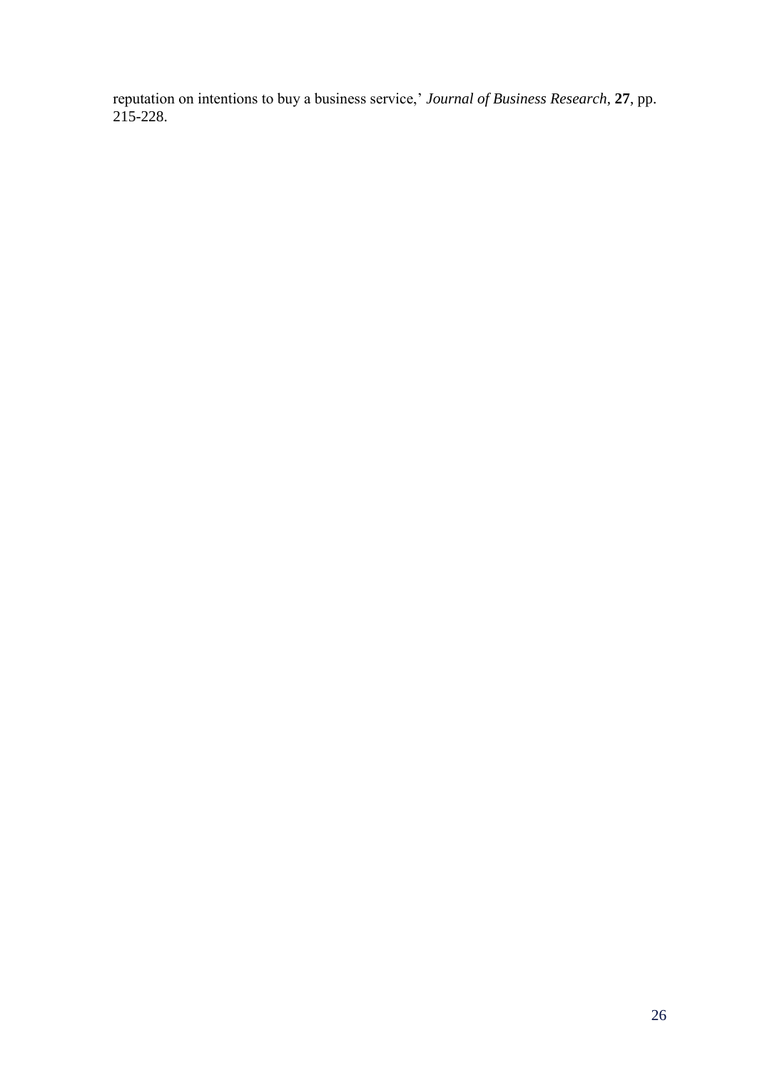reputation on intentions to buy a business service,' *Journal of Business Research*, **27**, pp. 215-228.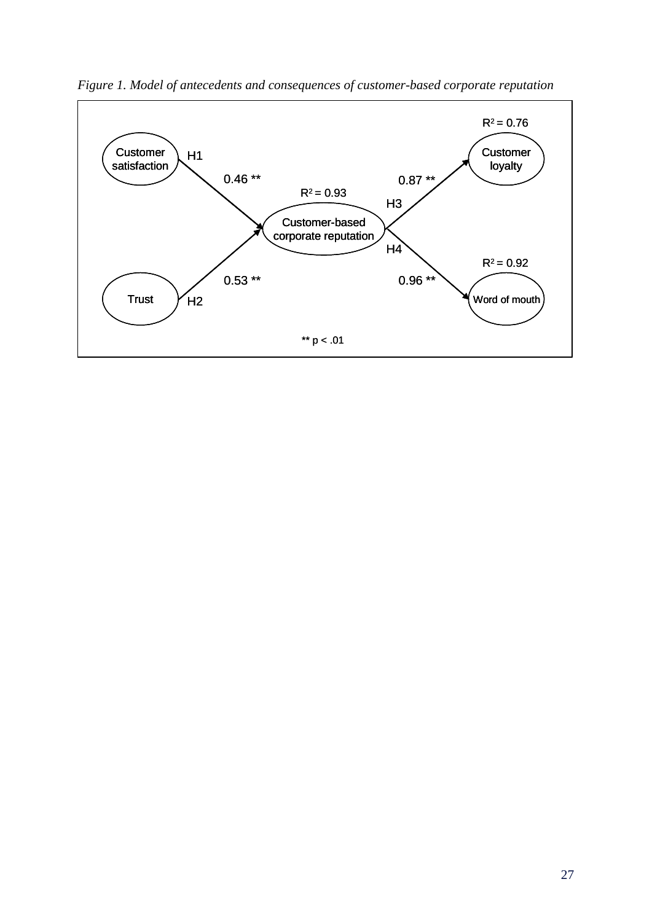*Figure 1. Model of antecedents and consequences of customer-based corporate reputation*

Customer satisfaction

H1

0.46 **

Trust

H2

0.53 **

$R^2 = 0.93$

Customer-based corporate reputation

H3

0.87 **

H4

0.96 **

$R^2 = 0.76$

Customer loyalty

$R^2 = 0.92$

Word of mouth

** $p < .01$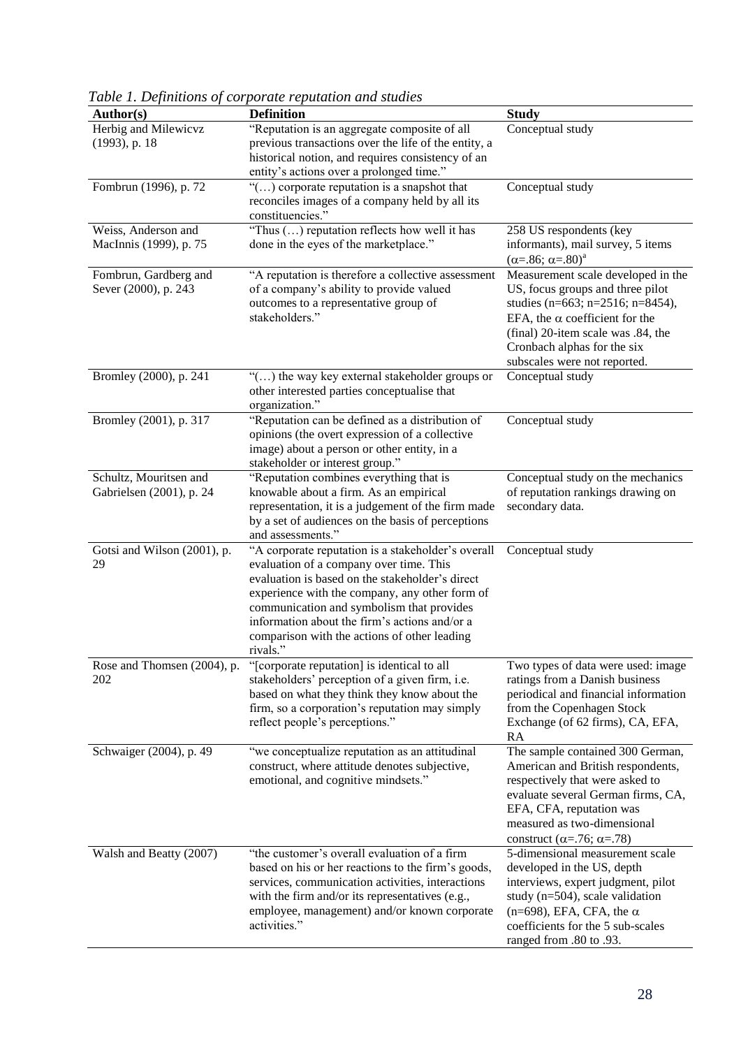*Table 1. Definitions of corporate reputation and studies*

| Author(s) | Definition | Study |
|---|---|---|
| Herbig and Milewicvz (1993), p. 18 | "Reputation is an aggregate composite of all previous transactions over the life of the entity, a historical notion, and requires consistency of an entity's actions over a prolonged time." | Conceptual study |
| Fombrun (1996), p. 72 | "(…) corporate reputation is a snapshot that reconciles images of a company held by all its constituencies." | Conceptual study |
| Weiss, Anderson and MacInnis (1999), p. 75 | "Thus (…) reputation reflects how well it has done in the eyes of the marketplace." | 258 US respondents (key informants), mail survey, 5 items ($\alpha$=.86; $\alpha$=.80)[a] |
| Fombrun, Gardberg and Sever (2000), p. 243 | "A reputation is therefore a collective assessment of a company's ability to provide valued outcomes to a representative group of stakeholders." | Measurement scale developed in the US, focus groups and three pilot studies (n=663; n=2516; n=8454), EFA, the $\alpha$ coefficient for the (final) 20-item scale was .84, the Cronbach alphas for the six subscales were not reported. |
| Bromley (2000), p. 241 | "(…) the way key external stakeholder groups or other interested parties conceptualise that organization." | Conceptual study |
| Bromley (2001), p. 317 | "Reputation can be defined as a distribution of opinions (the overt expression of a collective image) about a person or other entity, in a stakeholder or interest group." | Conceptual study |
| Schultz, Mouritsen and Gabrielsen (2001), p. 24 | "Reputation combines everything that is knowable about a firm. As an empirical representation, it is a judgement of the firm made by a set of audiences on the basis of perceptions and assessments." | Conceptual study on the mechanics of reputation rankings drawing on secondary data. |
| Gotsi and Wilson (2001), p. 29 | "A corporate reputation is a stakeholder's overall evaluation of a company over time. This evaluation is based on the stakeholder's direct experience with the company, any other form of communication and symbolism that provides information about the firm's actions and/or a comparison with the actions of other leading rivals." | Conceptual study |
| Rose and Thomsen (2004), p. 202 | "[corporate reputation] is identical to all stakeholders' perception of a given firm, i.e. based on what they think they know about the firm, so a corporation's reputation may simply reflect people's perceptions." | Two types of data were used: image ratings from a Danish business periodical and financial information from the Copenhagen Stock Exchange (of 62 firms), CA, EFA, RA |
| Schwaiger (2004), p. 49 | "we conceptualize reputation as an attitudinal construct, where attitude denotes subjective, emotional, and cognitive mindsets." | The sample contained 300 German, American and British respondents, respectively that were asked to evaluate several German firms, CA, EFA, CFA, reputation was measured as two-dimensional construct ($\alpha$=.76; $\alpha$=.78) |
| Walsh and Beatty (2007) | "the customer's overall evaluation of a firm based on his or her reactions to the firm's goods, services, communication activities, interactions with the firm and/or its representatives (e.g., employee, management) and/or known corporate activities." | 5-dimensional measurement scale developed in the US, depth interviews, expert judgment, pilot study (n=504), scale validation (n=698), EFA, CFA, the $\alpha$ coefficients for the 5 sub-scales ranged from .80 to .93. |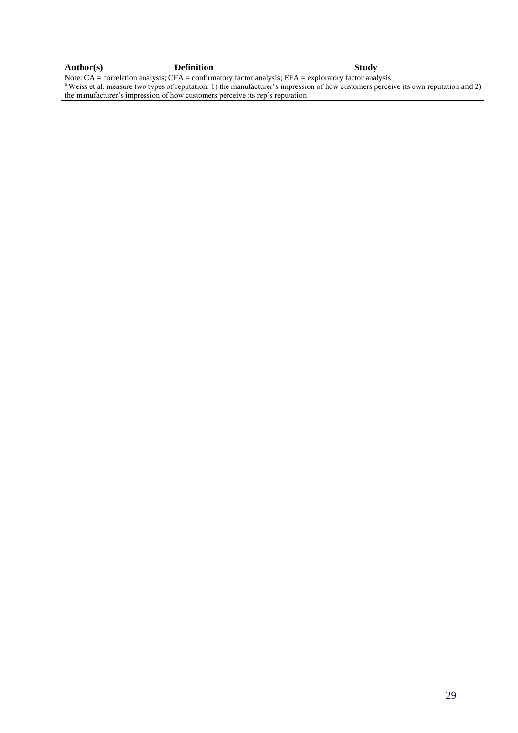| Author(s) | Definition | Study |
| --- | --- | --- |

Note: CA = correlation analysis; CFA = confirmatory factor analysis; EFA = exploratory factor analysis

[a] Weiss et al. measure two types of reputation: 1) the manufacturer's impression of how customers perceive its own reputation and 2) the manufacturer's impression of how customers perceive its rep's reputation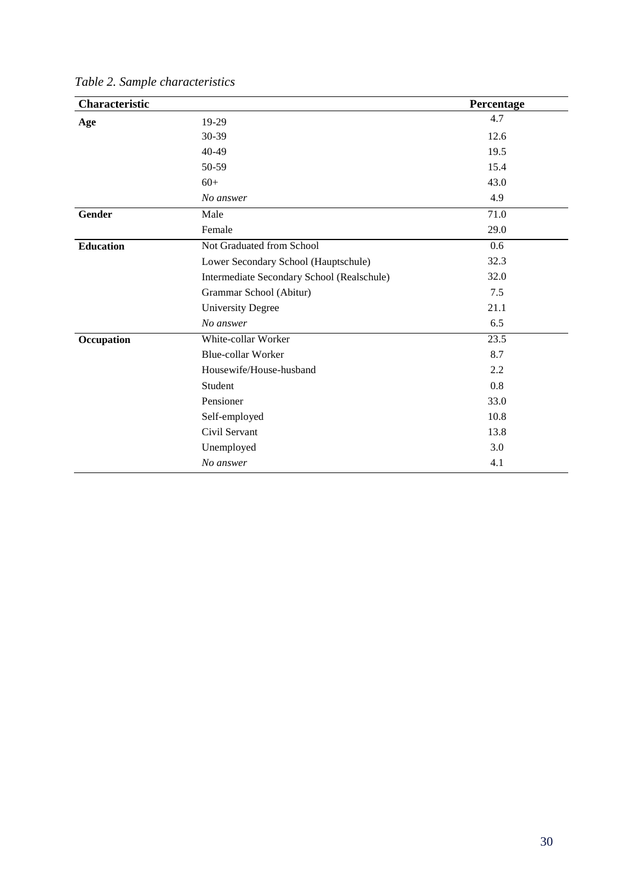*Table 2. Sample characteristics*

| Characteristic | | Percentage |
|---|---|---|
| **Age** | 19-29 | 4.7 |
| | 30-39 | 12.6 |
| | 40-49 | 19.5 |
| | 50-59 | 15.4 |
| | 60+ | 43.0 |
| | *No answer* | 4.9 |
| **Gender** | Male | 71.0 |
| | Female | 29.0 |
| **Education** | Not Graduated from School | 0.6 |
| | Lower Secondary School (Hauptschule) | 32.3 |
| | Intermediate Secondary School (Realschule) | 32.0 |
| | Grammar School (Abitur) | 7.5 |
| | University Degree | 21.1 |
| | *No answer* | 6.5 |
| **Occupation** | White-collar Worker | 23.5 |
| | Blue-collar Worker | 8.7 |
| | Housewife/House-husband | 2.2 |
| | Student | 0.8 |
| | Pensioner | 33.0 |
| | Self-employed | 10.8 |
| | Civil Servant | 13.8 |
| | Unemployed | 3.0 |
| | *No answer* | 4.1 |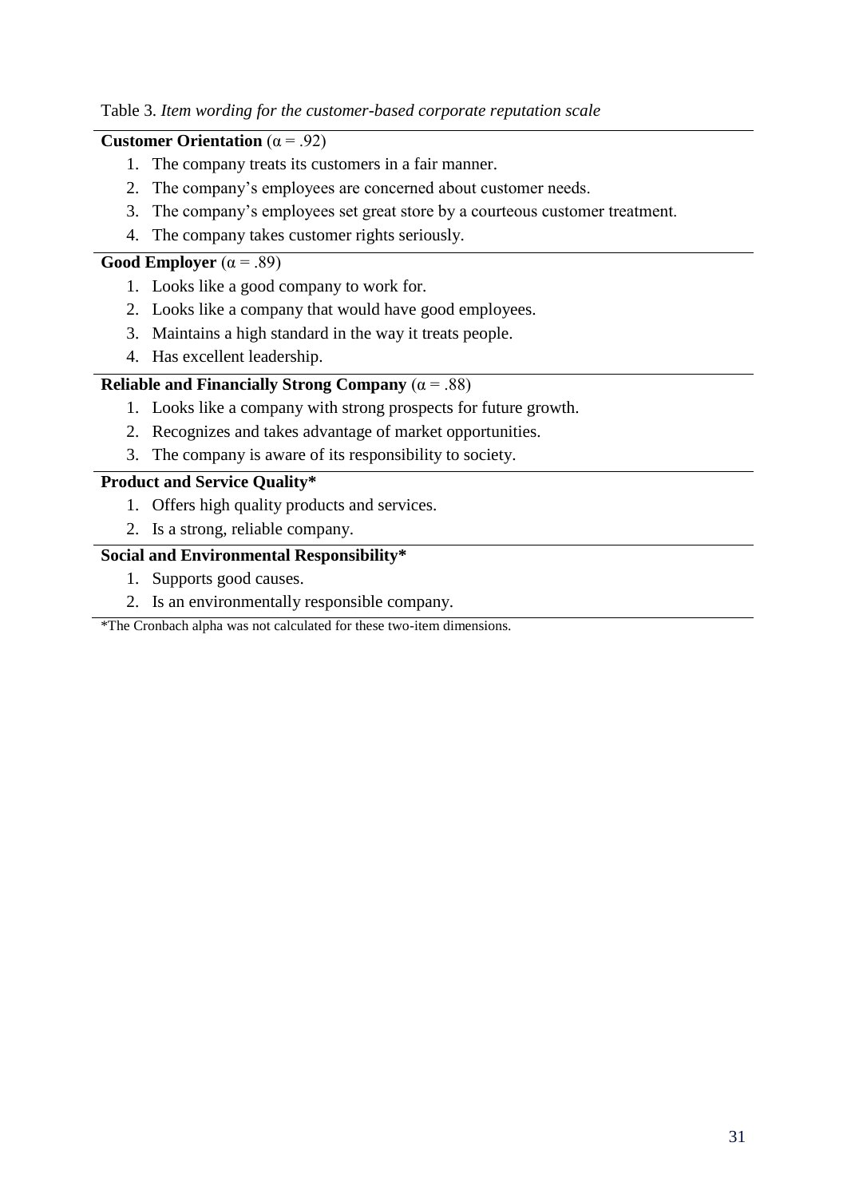Table 3. *Item wording for the customer-based corporate reputation scale*

**Customer Orientation** ($\alpha = .92$)

1. The company treats its customers in a fair manner.
2. The company's employees are concerned about customer needs.
3. The company's employees set great store by a courteous customer treatment.
4. The company takes customer rights seriously.

**Good Employer** ($\alpha = .89$)

1. Looks like a good company to work for.
2. Looks like a company that would have good employees.
3. Maintains a high standard in the way it treats people.
4. Has excellent leadership.

**Reliable and Financially Strong Company** ($\alpha = .88$)

1. Looks like a company with strong prospects for future growth.
2. Recognizes and takes advantage of market opportunities.
3. The company is aware of its responsibility to society.

**Product and Service Quality***

1. Offers high quality products and services.
2. Is a strong, reliable company.

**Social and Environmental Responsibility***

1. Supports good causes.
2. Is an environmentally responsible company.

*The Cronbach alpha was not calculated for these two-item dimensions.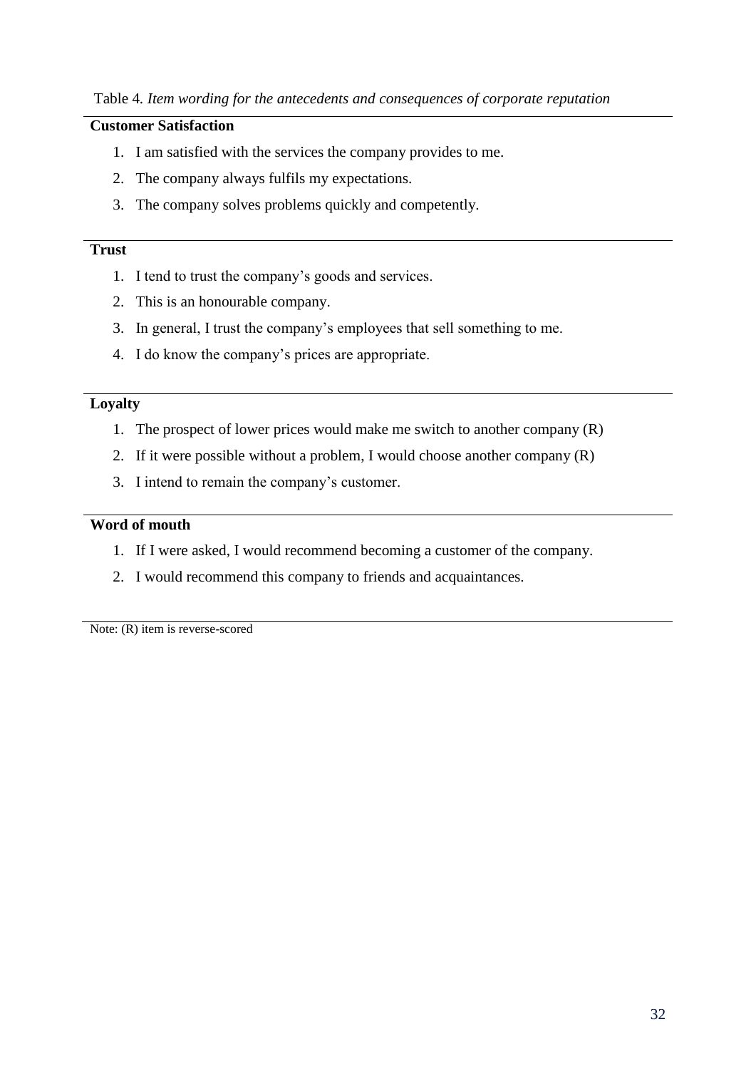Table 4. *Item wording for the antecedents and consequences of corporate reputation*

**Customer Satisfaction**

1. I am satisfied with the services the company provides to me.
2. The company always fulfils my expectations.
3. The company solves problems quickly and competently.

**Trust**

1. I tend to trust the company's goods and services.
2. This is an honourable company.
3. In general, I trust the company's employees that sell something to me.
4. I do know the company's prices are appropriate.

**Loyalty**

1. The prospect of lower prices would make me switch to another company (R)
2. If it were possible without a problem, I would choose another company (R)
3. I intend to remain the company's customer.

**Word of mouth**

1. If I were asked, I would recommend becoming a customer of the company.
2. I would recommend this company to friends and acquaintances.

Note: (R) item is reverse-scored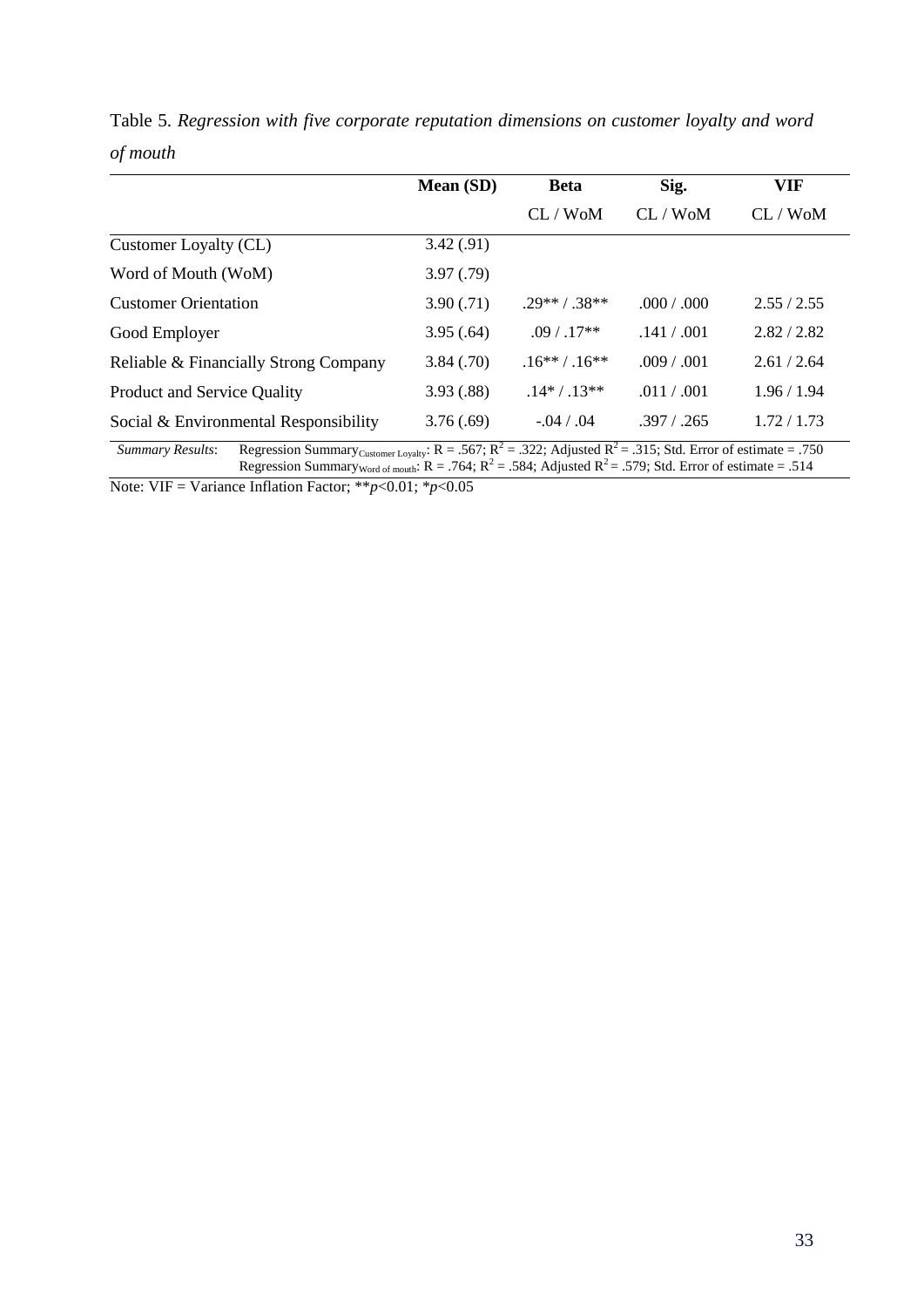Table 5. *Regression with five corporate reputation dimensions on customer loyalty and word of mouth*

| | Mean (SD) | Beta | Sig. | VIF |
|---|---|---|---|---|
| | | CL / WoM | CL / WoM | CL / WoM |
| Customer Loyalty (CL) | 3.42 (.91) | | | |
| Word of Mouth (WoM) | 3.97 (.79) | | | |
| Customer Orientation | 3.90 (.71) | .29** / .38** | .000 / .000 | 2.55 / 2.55 |
| Good Employer | 3.95 (.64) | .09 / .17** | .141 / .001 | 2.82 / 2.82 |
| Reliable & Financially Strong Company | 3.84 (.70) | .16** / .16** | .009 / .001 | 2.61 / 2.64 |
| Product and Service Quality | 3.93 (.88) | .14* / .13** | .011 / .001 | 1.96 / 1.94 |
| Social & Environmental Responsibility | 3.76 (.69) | -.04 / .04 | .397 / .265 | 1.72 / 1.73 |

*Summary Results*: Regression $\text{Summary}_{\text{Customer Loyalty}}$: R = .567; $R^2$ = .322; Adjusted $R^2$ = .315; Std. Error of estimate = .750
Regression $\text{Summary}_{\text{Word of mouth}}$: R = .764; $R^2$ = .584; Adjusted $R^2$ = .579; Std. Error of estimate = .514

Note: VIF = Variance Inflation Factor; **$p<0.01$; *$p<0.05$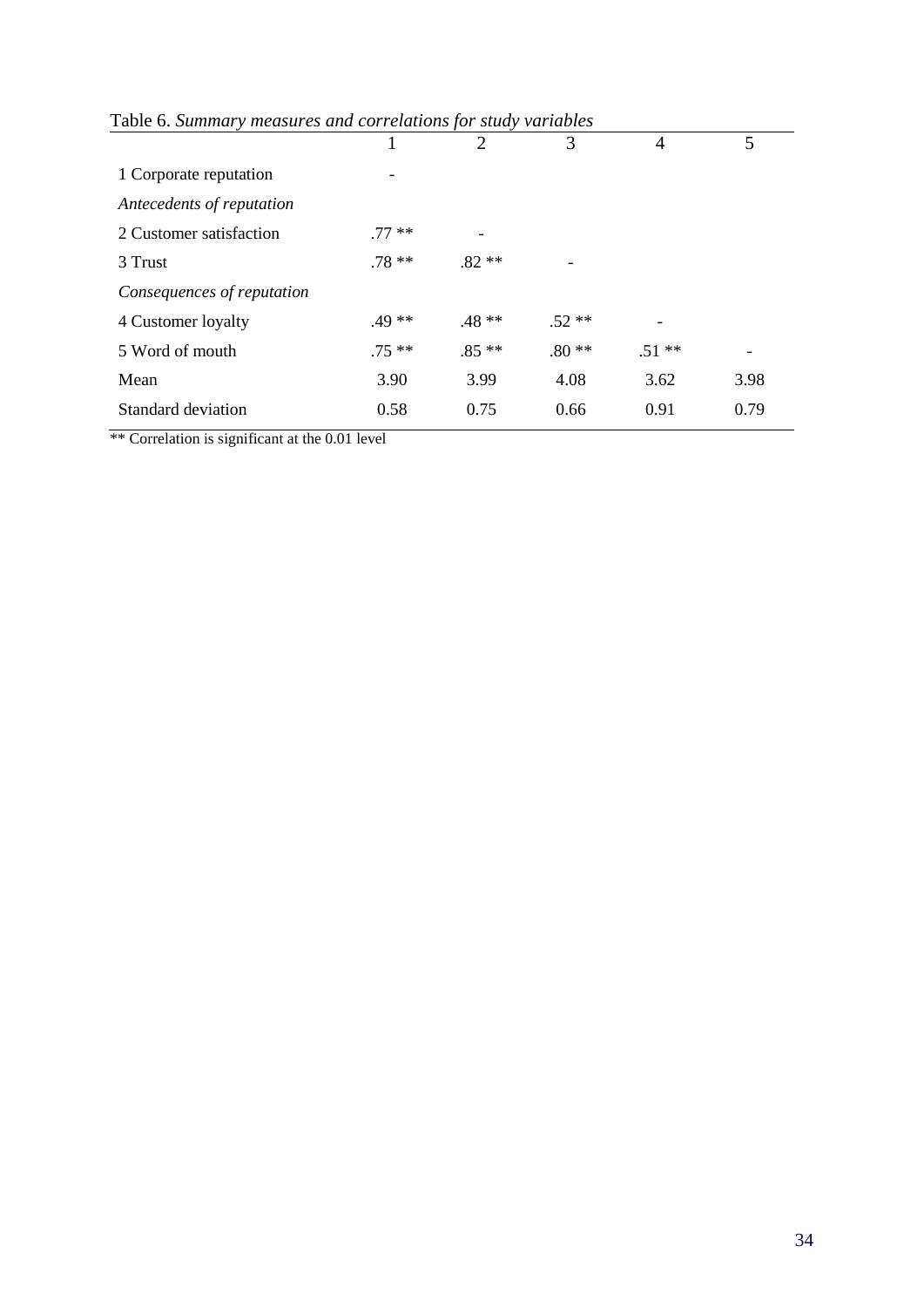Table 6. *Summary measures and correlations for study variables*

| | 1 | 2 | 3 | 4 | 5 |
|---|---|---|---|---|---|
| 1 Corporate reputation | - | | | | |
| *Antecedents of reputation* | | | | | |
| 2 Customer satisfaction | .77 ** | - | | | |
| 3 Trust | .78 ** | .82 ** | - | | |
| *Consequences of reputation* | | | | | |
| 4 Customer loyalty | .49 ** | .48 ** | .52 ** | - | |
| 5 Word of mouth | .75 ** | .85 ** | .80 ** | .51 ** | - |
| Mean | 3.90 | 3.99 | 4.08 | 3.62 | 3.98 |
| Standard deviation | 0.58 | 0.75 | 0.66 | 0.91 | 0.79 |

** Correlation is significant at the 0.01 level